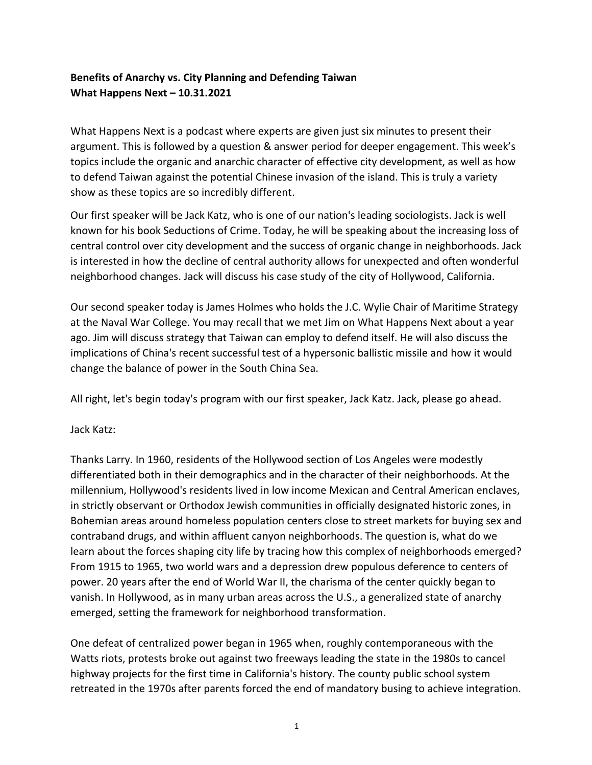**Benefits of Anarchy vs. City Planning and Defending Taiwan**
**What Happens Next – 10.31.2021**

What Happens Next is a podcast where experts are given just six minutes to present their argument. This is followed by a question & answer period for deeper engagement. This week's topics include the organic and anarchic character of effective city development, as well as how to defend Taiwan against the potential Chinese invasion of the island. This is truly a variety show as these topics are so incredibly different.

Our first speaker will be Jack Katz, who is one of our nation's leading sociologists. Jack is well known for his book Seductions of Crime. Today, he will be speaking about the increasing loss of central control over city development and the success of organic change in neighborhoods. Jack is interested in how the decline of central authority allows for unexpected and often wonderful neighborhood changes. Jack will discuss his case study of the city of Hollywood, California.

Our second speaker today is James Holmes who holds the J.C. Wylie Chair of Maritime Strategy at the Naval War College. You may recall that we met Jim on What Happens Next about a year ago. Jim will discuss strategy that Taiwan can employ to defend itself. He will also discuss the implications of China's recent successful test of a hypersonic ballistic missile and how it would change the balance of power in the South China Sea.

All right, let's begin today's program with our first speaker, Jack Katz. Jack, please go ahead.

Jack Katz:

Thanks Larry. In 1960, residents of the Hollywood section of Los Angeles were modestly differentiated both in their demographics and in the character of their neighborhoods. At the millennium, Hollywood's residents lived in low income Mexican and Central American enclaves, in strictly observant or Orthodox Jewish communities in officially designated historic zones, in Bohemian areas around homeless population centers close to street markets for buying sex and contraband drugs, and within affluent canyon neighborhoods. The question is, what do we learn about the forces shaping city life by tracing how this complex of neighborhoods emerged? From 1915 to 1965, two world wars and a depression drew populous deference to centers of power. 20 years after the end of World War II, the charisma of the center quickly began to vanish. In Hollywood, as in many urban areas across the U.S., a generalized state of anarchy emerged, setting the framework for neighborhood transformation.

One defeat of centralized power began in 1965 when, roughly contemporaneous with the Watts riots, protests broke out against two freeways leading the state in the 1980s to cancel highway projects for the first time in California's history. The county public school system retreated in the 1970s after parents forced the end of mandatory busing to achieve integration.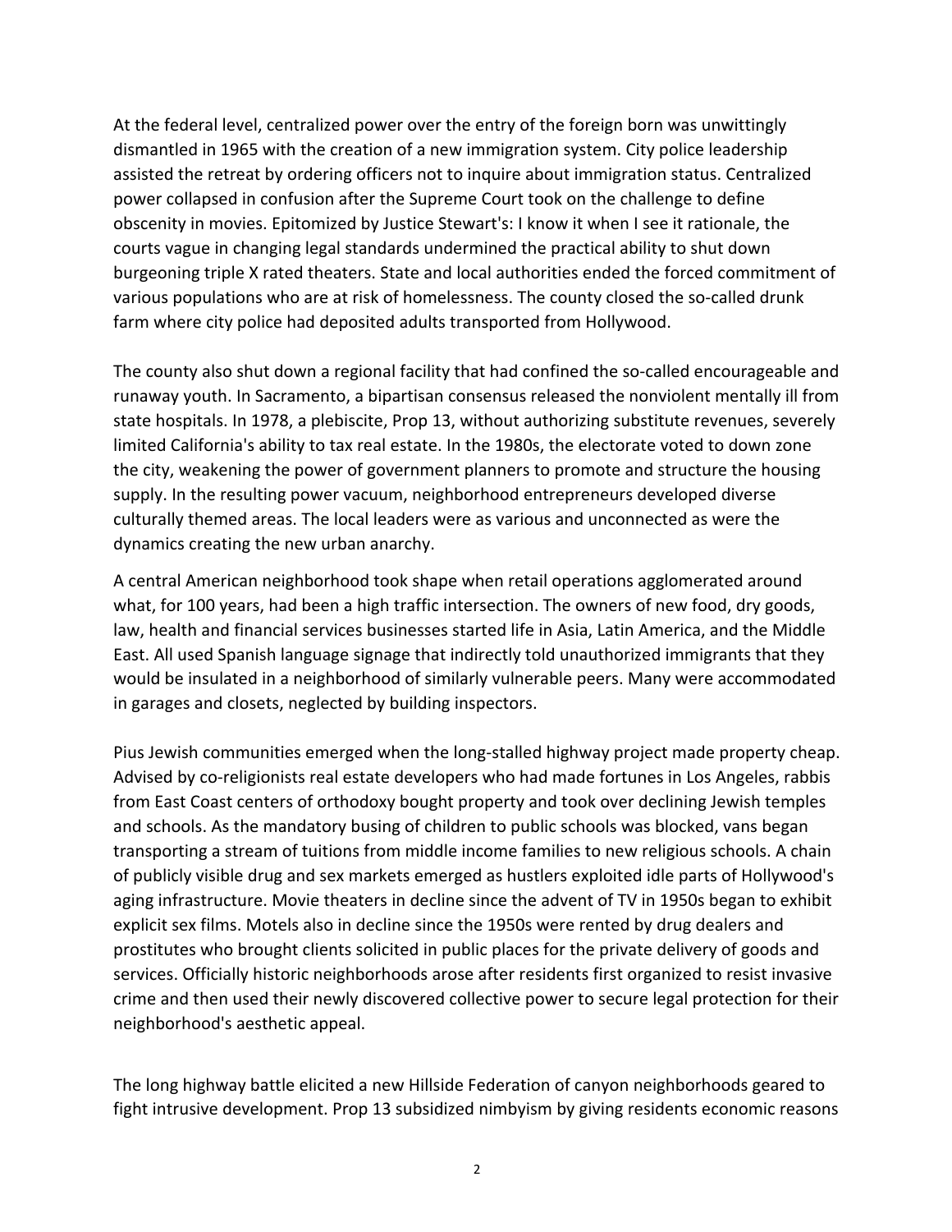At the federal level, centralized power over the entry of the foreign born was unwittingly dismantled in 1965 with the creation of a new immigration system. City police leadership assisted the retreat by ordering officers not to inquire about immigration status. Centralized power collapsed in confusion after the Supreme Court took on the challenge to define obscenity in movies. Epitomized by Justice Stewart's: I know it when I see it rationale, the courts vague in changing legal standards undermined the practical ability to shut down burgeoning triple X rated theaters. State and local authorities ended the forced commitment of various populations who are at risk of homelessness. The county closed the so-called drunk farm where city police had deposited adults transported from Hollywood.

The county also shut down a regional facility that had confined the so-called encourageable and runaway youth. In Sacramento, a bipartisan consensus released the nonviolent mentally ill from state hospitals. In 1978, a plebiscite, Prop 13, without authorizing substitute revenues, severely limited California's ability to tax real estate. In the 1980s, the electorate voted to down zone the city, weakening the power of government planners to promote and structure the housing supply. In the resulting power vacuum, neighborhood entrepreneurs developed diverse culturally themed areas. The local leaders were as various and unconnected as were the dynamics creating the new urban anarchy.

A central American neighborhood took shape when retail operations agglomerated around what, for 100 years, had been a high traffic intersection. The owners of new food, dry goods, law, health and financial services businesses started life in Asia, Latin America, and the Middle East. All used Spanish language signage that indirectly told unauthorized immigrants that they would be insulated in a neighborhood of similarly vulnerable peers. Many were accommodated in garages and closets, neglected by building inspectors.

Pius Jewish communities emerged when the long-stalled highway project made property cheap. Advised by co-religionists real estate developers who had made fortunes in Los Angeles, rabbis from East Coast centers of orthodoxy bought property and took over declining Jewish temples and schools. As the mandatory busing of children to public schools was blocked, vans began transporting a stream of tuitions from middle income families to new religious schools. A chain of publicly visible drug and sex markets emerged as hustlers exploited idle parts of Hollywood's aging infrastructure. Movie theaters in decline since the advent of TV in 1950s began to exhibit explicit sex films. Motels also in decline since the 1950s were rented by drug dealers and prostitutes who brought clients solicited in public places for the private delivery of goods and services. Officially historic neighborhoods arose after residents first organized to resist invasive crime and then used their newly discovered collective power to secure legal protection for their neighborhood's aesthetic appeal.

The long highway battle elicited a new Hillside Federation of canyon neighborhoods geared to fight intrusive development. Prop 13 subsidized nimbyism by giving residents economic reasons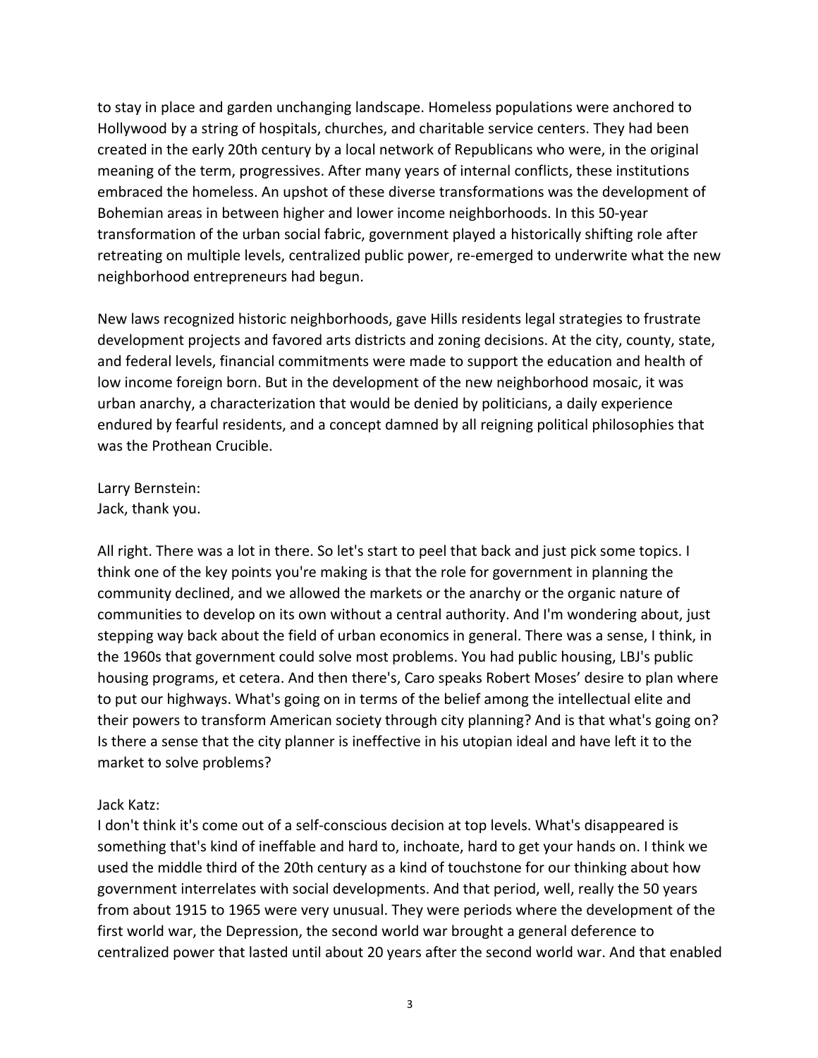to stay in place and garden unchanging landscape. Homeless populations were anchored to Hollywood by a string of hospitals, churches, and charitable service centers. They had been created in the early 20th century by a local network of Republicans who were, in the original meaning of the term, progressives. After many years of internal conflicts, these institutions embraced the homeless. An upshot of these diverse transformations was the development of Bohemian areas in between higher and lower income neighborhoods. In this 50-year transformation of the urban social fabric, government played a historically shifting role after retreating on multiple levels, centralized public power, re-emerged to underwrite what the new neighborhood entrepreneurs had begun.

New laws recognized historic neighborhoods, gave Hills residents legal strategies to frustrate development projects and favored arts districts and zoning decisions. At the city, county, state, and federal levels, financial commitments were made to support the education and health of low income foreign born. But in the development of the new neighborhood mosaic, it was urban anarchy, a characterization that would be denied by politicians, a daily experience endured by fearful residents, and a concept damned by all reigning political philosophies that was the Prothean Crucible.

Larry Bernstein:
Jack, thank you.

All right. There was a lot in there. So let's start to peel that back and just pick some topics. I think one of the key points you're making is that the role for government in planning the community declined, and we allowed the markets or the anarchy or the organic nature of communities to develop on its own without a central authority. And I'm wondering about, just stepping way back about the field of urban economics in general. There was a sense, I think, in the 1960s that government could solve most problems. You had public housing, LBJ's public housing programs, et cetera. And then there's, Caro speaks Robert Moses' desire to plan where to put our highways. What's going on in terms of the belief among the intellectual elite and their powers to transform American society through city planning? And is that what's going on? Is there a sense that the city planner is ineffective in his utopian ideal and have left it to the market to solve problems?

Jack Katz:
I don't think it's come out of a self-conscious decision at top levels. What's disappeared is something that's kind of ineffable and hard to, inchoate, hard to get your hands on. I think we used the middle third of the 20th century as a kind of touchstone for our thinking about how government interrelates with social developments. And that period, well, really the 50 years from about 1915 to 1965 were very unusual. They were periods where the development of the first world war, the Depression, the second world war brought a general deference to centralized power that lasted until about 20 years after the second world war. And that enabled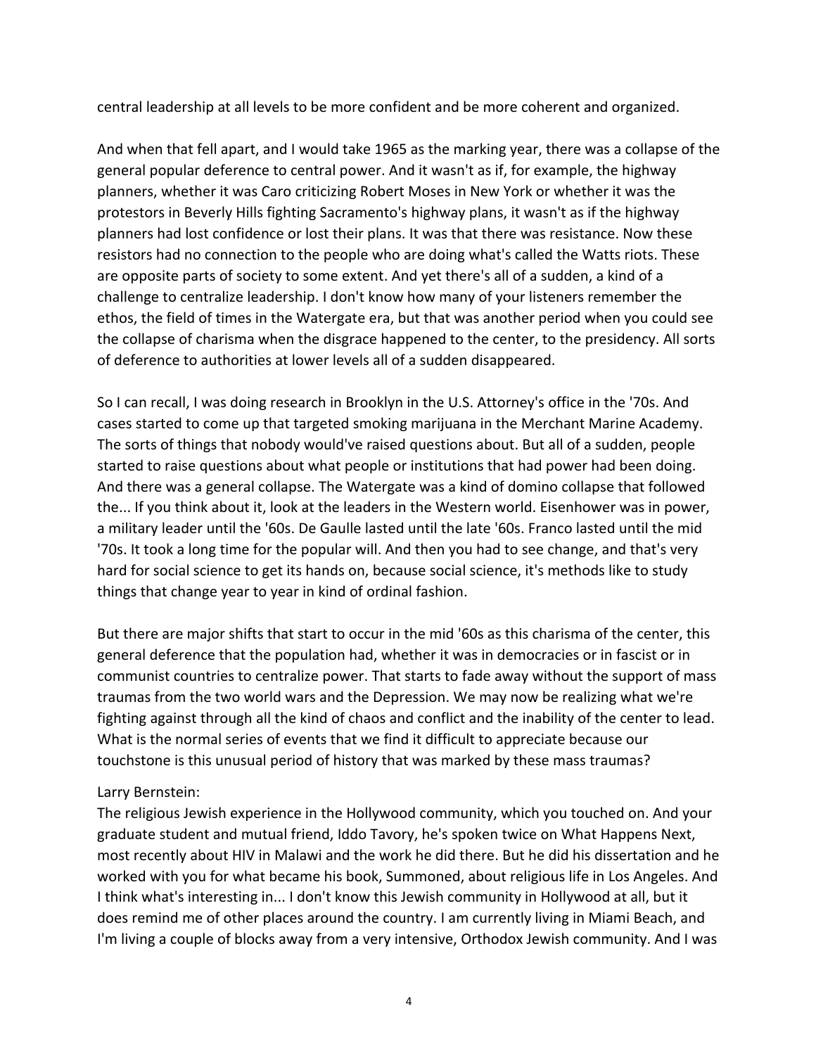central leadership at all levels to be more confident and be more coherent and organized.

And when that fell apart, and I would take 1965 as the marking year, there was a collapse of the general popular deference to central power. And it wasn't as if, for example, the highway planners, whether it was Caro criticizing Robert Moses in New York or whether it was the protestors in Beverly Hills fighting Sacramento's highway plans, it wasn't as if the highway planners had lost confidence or lost their plans. It was that there was resistance. Now these resistors had no connection to the people who are doing what's called the Watts riots. These are opposite parts of society to some extent. And yet there's all of a sudden, a kind of a challenge to centralize leadership. I don't know how many of your listeners remember the ethos, the field of times in the Watergate era, but that was another period when you could see the collapse of charisma when the disgrace happened to the center, to the presidency. All sorts of deference to authorities at lower levels all of a sudden disappeared.

So I can recall, I was doing research in Brooklyn in the U.S. Attorney's office in the '70s. And cases started to come up that targeted smoking marijuana in the Merchant Marine Academy. The sorts of things that nobody would've raised questions about. But all of a sudden, people started to raise questions about what people or institutions that had power had been doing. And there was a general collapse. The Watergate was a kind of domino collapse that followed the... If you think about it, look at the leaders in the Western world. Eisenhower was in power, a military leader until the '60s. De Gaulle lasted until the late '60s. Franco lasted until the mid '70s. It took a long time for the popular will. And then you had to see change, and that's very hard for social science to get its hands on, because social science, it's methods like to study things that change year to year in kind of ordinal fashion.

But there are major shifts that start to occur in the mid '60s as this charisma of the center, this general deference that the population had, whether it was in democracies or in fascist or in communist countries to centralize power. That starts to fade away without the support of mass traumas from the two world wars and the Depression. We may now be realizing what we're fighting against through all the kind of chaos and conflict and the inability of the center to lead. What is the normal series of events that we find it difficult to appreciate because our touchstone is this unusual period of history that was marked by these mass traumas?

Larry Bernstein:
The religious Jewish experience in the Hollywood community, which you touched on. And your graduate student and mutual friend, Iddo Tavory, he's spoken twice on What Happens Next, most recently about HIV in Malawi and the work he did there. But he did his dissertation and he worked with you for what became his book, Summoned, about religious life in Los Angeles. And I think what's interesting in... I don't know this Jewish community in Hollywood at all, but it does remind me of other places around the country. I am currently living in Miami Beach, and I'm living a couple of blocks away from a very intensive, Orthodox Jewish community. And I was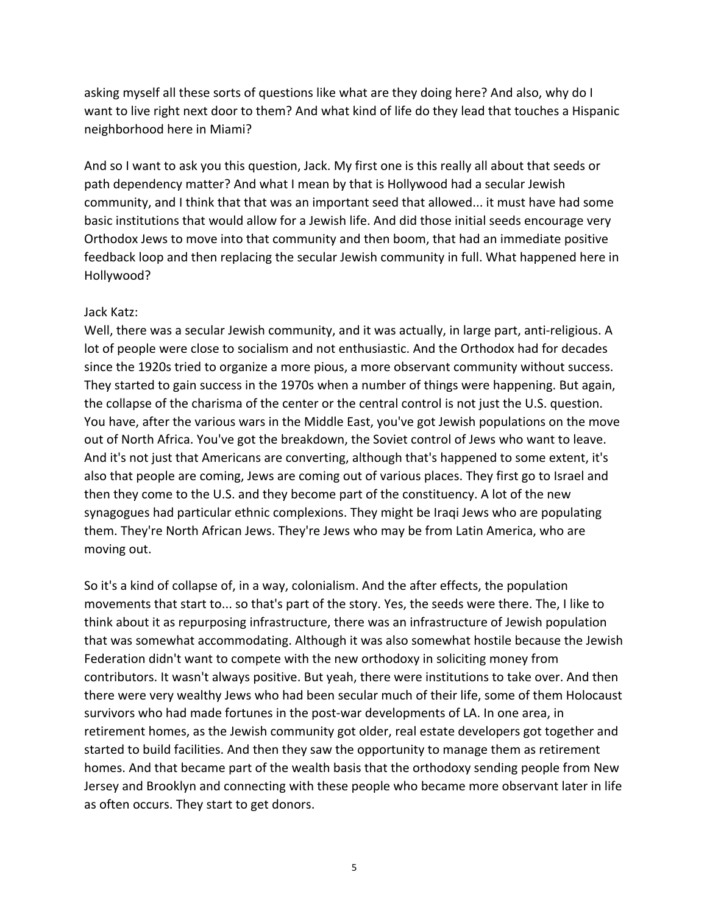asking myself all these sorts of questions like what are they doing here? And also, why do I want to live right next door to them? And what kind of life do they lead that touches a Hispanic neighborhood here in Miami?

And so I want to ask you this question, Jack. My first one is this really all about that seeds or path dependency matter? And what I mean by that is Hollywood had a secular Jewish community, and I think that that was an important seed that allowed... it must have had some basic institutions that would allow for a Jewish life. And did those initial seeds encourage very Orthodox Jews to move into that community and then boom, that had an immediate positive feedback loop and then replacing the secular Jewish community in full. What happened here in Hollywood?

Jack Katz:
Well, there was a secular Jewish community, and it was actually, in large part, anti-religious. A lot of people were close to socialism and not enthusiastic. And the Orthodox had for decades since the 1920s tried to organize a more pious, a more observant community without success. They started to gain success in the 1970s when a number of things were happening. But again, the collapse of the charisma of the center or the central control is not just the U.S. question. You have, after the various wars in the Middle East, you've got Jewish populations on the move out of North Africa. You've got the breakdown, the Soviet control of Jews who want to leave. And it's not just that Americans are converting, although that's happened to some extent, it's also that people are coming, Jews are coming out of various places. They first go to Israel and then they come to the U.S. and they become part of the constituency. A lot of the new synagogues had particular ethnic complexions. They might be Iraqi Jews who are populating them. They're North African Jews. They're Jews who may be from Latin America, who are moving out.

So it's a kind of collapse of, in a way, colonialism. And the after effects, the population movements that start to... so that's part of the story. Yes, the seeds were there. The, I like to think about it as repurposing infrastructure, there was an infrastructure of Jewish population that was somewhat accommodating. Although it was also somewhat hostile because the Jewish Federation didn't want to compete with the new orthodoxy in soliciting money from contributors. It wasn't always positive. But yeah, there were institutions to take over. And then there were very wealthy Jews who had been secular much of their life, some of them Holocaust survivors who had made fortunes in the post-war developments of LA. In one area, in retirement homes, as the Jewish community got older, real estate developers got together and started to build facilities. And then they saw the opportunity to manage them as retirement homes. And that became part of the wealth basis that the orthodoxy sending people from New Jersey and Brooklyn and connecting with these people who became more observant later in life as often occurs. They start to get donors.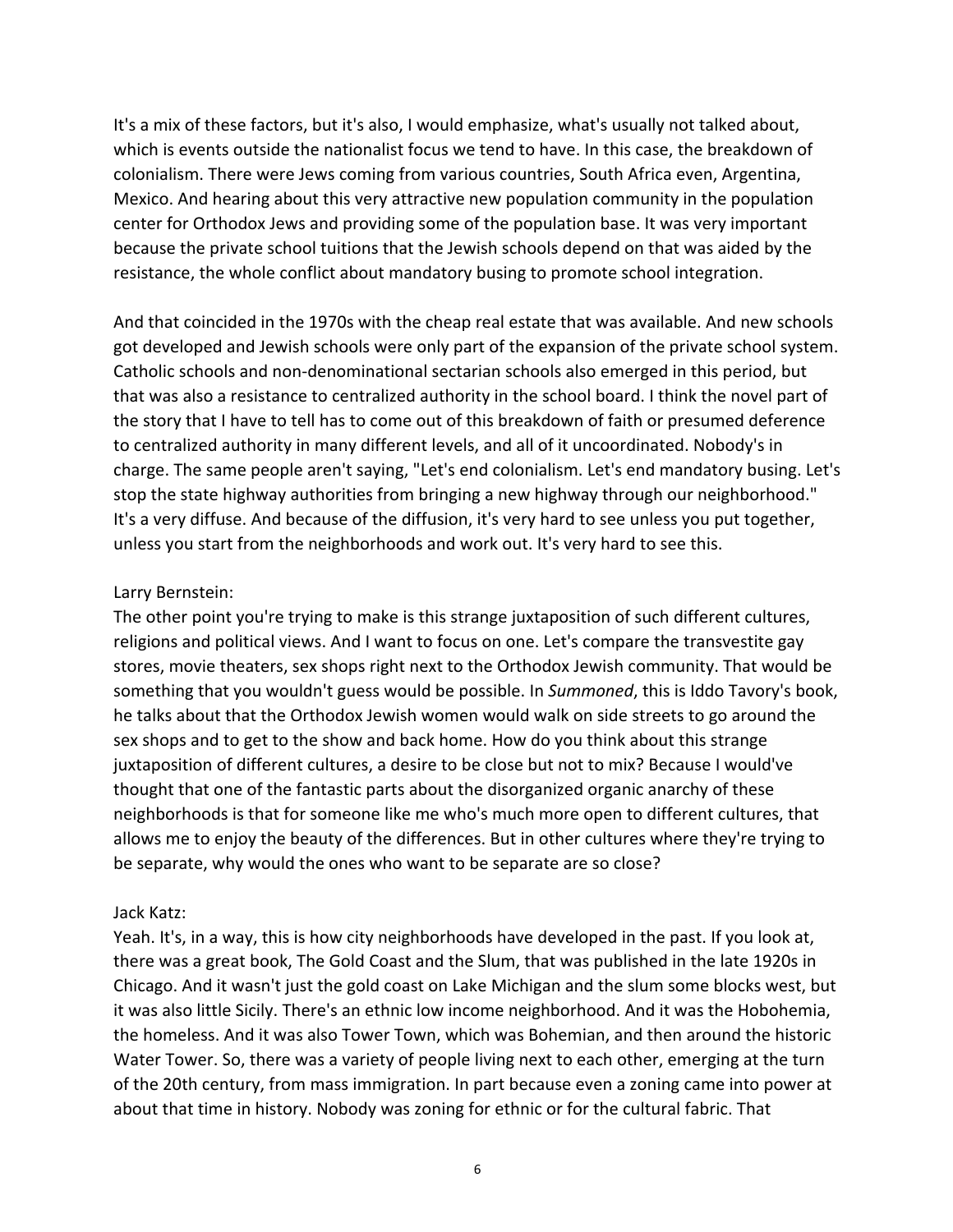It's a mix of these factors, but it's also, I would emphasize, what's usually not talked about, which is events outside the nationalist focus we tend to have. In this case, the breakdown of colonialism. There were Jews coming from various countries, South Africa even, Argentina, Mexico. And hearing about this very attractive new population community in the population center for Orthodox Jews and providing some of the population base. It was very important because the private school tuitions that the Jewish schools depend on that was aided by the resistance, the whole conflict about mandatory busing to promote school integration.

And that coincided in the 1970s with the cheap real estate that was available. And new schools got developed and Jewish schools were only part of the expansion of the private school system. Catholic schools and non-denominational sectarian schools also emerged in this period, but that was also a resistance to centralized authority in the school board. I think the novel part of the story that I have to tell has to come out of this breakdown of faith or presumed deference to centralized authority in many different levels, and all of it uncoordinated. Nobody's in charge. The same people aren't saying, "Let's end colonialism. Let's end mandatory busing. Let's stop the state highway authorities from bringing a new highway through our neighborhood." It's a very diffuse. And because of the diffusion, it's very hard to see unless you put together, unless you start from the neighborhoods and work out. It's very hard to see this.

Larry Bernstein:
The other point you're trying to make is this strange juxtaposition of such different cultures, religions and political views. And I want to focus on one. Let's compare the transvestite gay stores, movie theaters, sex shops right next to the Orthodox Jewish community. That would be something that you wouldn't guess would be possible. In *Summoned*, this is Iddo Tavory's book, he talks about that the Orthodox Jewish women would walk on side streets to go around the sex shops and to get to the show and back home. How do you think about this strange juxtaposition of different cultures, a desire to be close but not to mix? Because I would've thought that one of the fantastic parts about the disorganized organic anarchy of these neighborhoods is that for someone like me who's much more open to different cultures, that allows me to enjoy the beauty of the differences. But in other cultures where they're trying to be separate, why would the ones who want to be separate are so close?

Jack Katz:
Yeah. It's, in a way, this is how city neighborhoods have developed in the past. If you look at, there was a great book, The Gold Coast and the Slum, that was published in the late 1920s in Chicago. And it wasn't just the gold coast on Lake Michigan and the slum some blocks west, but it was also little Sicily. There's an ethnic low income neighborhood. And it was the Hobohemia, the homeless. And it was also Tower Town, which was Bohemian, and then around the historic Water Tower. So, there was a variety of people living next to each other, emerging at the turn of the 20th century, from mass immigration. In part because even a zoning came into power at about that time in history. Nobody was zoning for ethnic or for the cultural fabric. That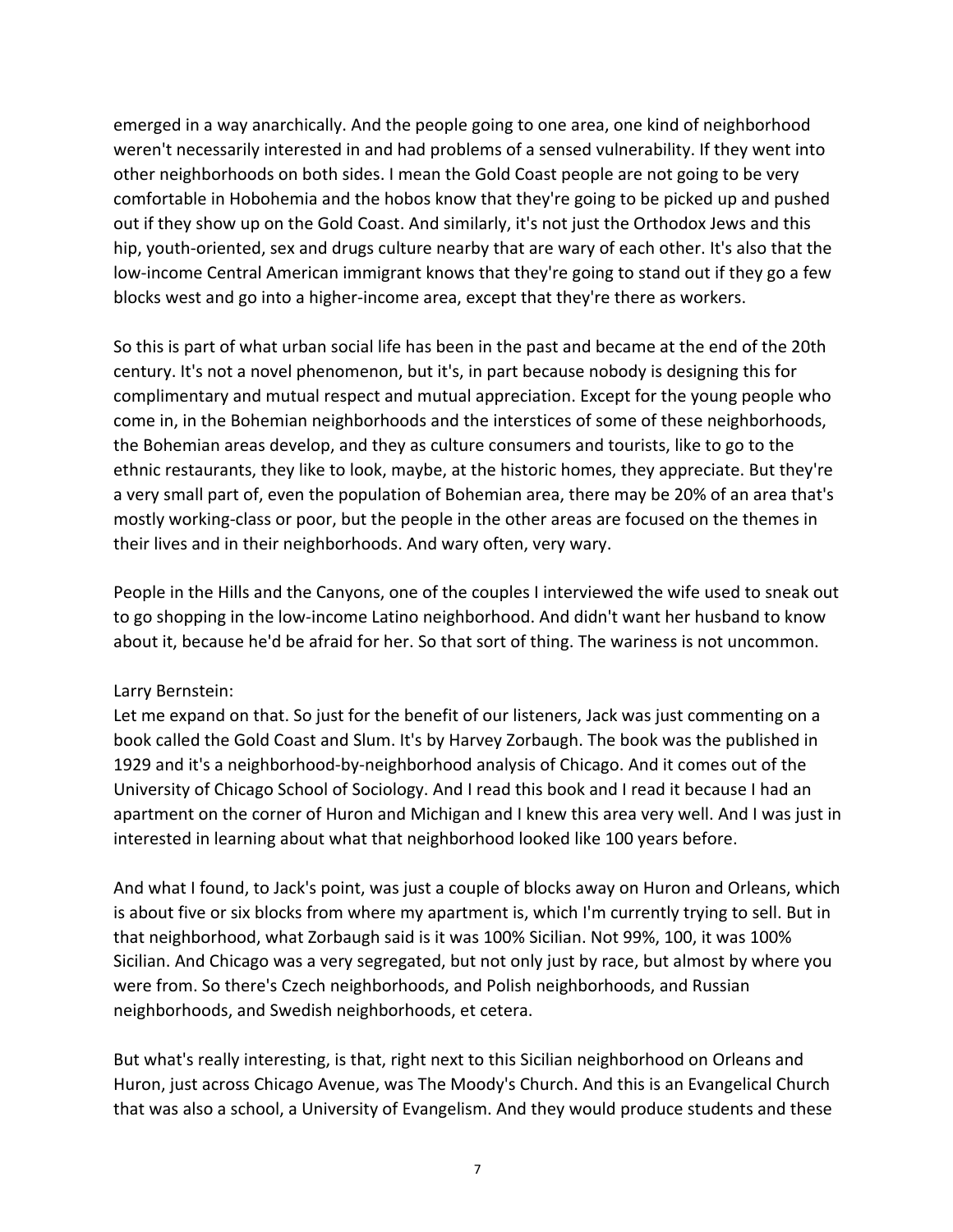emerged in a way anarchically. And the people going to one area, one kind of neighborhood weren't necessarily interested in and had problems of a sensed vulnerability. If they went into other neighborhoods on both sides. I mean the Gold Coast people are not going to be very comfortable in Hobohemia and the hobos know that they're going to be picked up and pushed out if they show up on the Gold Coast. And similarly, it's not just the Orthodox Jews and this hip, youth-oriented, sex and drugs culture nearby that are wary of each other. It's also that the low-income Central American immigrant knows that they're going to stand out if they go a few blocks west and go into a higher-income area, except that they're there as workers.

So this is part of what urban social life has been in the past and became at the end of the 20th century. It's not a novel phenomenon, but it's, in part because nobody is designing this for complimentary and mutual respect and mutual appreciation. Except for the young people who come in, in the Bohemian neighborhoods and the interstices of some of these neighborhoods, the Bohemian areas develop, and they as culture consumers and tourists, like to go to the ethnic restaurants, they like to look, maybe, at the historic homes, they appreciate. But they're a very small part of, even the population of Bohemian area, there may be 20% of an area that's mostly working-class or poor, but the people in the other areas are focused on the themes in their lives and in their neighborhoods. And wary often, very wary.

People in the Hills and the Canyons, one of the couples I interviewed the wife used to sneak out to go shopping in the low-income Latino neighborhood. And didn't want her husband to know about it, because he'd be afraid for her. So that sort of thing. The wariness is not uncommon.

Larry Bernstein:
Let me expand on that. So just for the benefit of our listeners, Jack was just commenting on a book called the Gold Coast and Slum. It's by Harvey Zorbaugh. The book was the published in 1929 and it's a neighborhood-by-neighborhood analysis of Chicago. And it comes out of the University of Chicago School of Sociology. And I read this book and I read it because I had an apartment on the corner of Huron and Michigan and I knew this area very well. And I was just in interested in learning about what that neighborhood looked like 100 years before.

And what I found, to Jack's point, was just a couple of blocks away on Huron and Orleans, which is about five or six blocks from where my apartment is, which I'm currently trying to sell. But in that neighborhood, what Zorbaugh said is it was 100% Sicilian. Not 99%, 100, it was 100% Sicilian. And Chicago was a very segregated, but not only just by race, but almost by where you were from. So there's Czech neighborhoods, and Polish neighborhoods, and Russian neighborhoods, and Swedish neighborhoods, et cetera.

But what's really interesting, is that, right next to this Sicilian neighborhood on Orleans and Huron, just across Chicago Avenue, was The Moody's Church. And this is an Evangelical Church that was also a school, a University of Evangelism. And they would produce students and these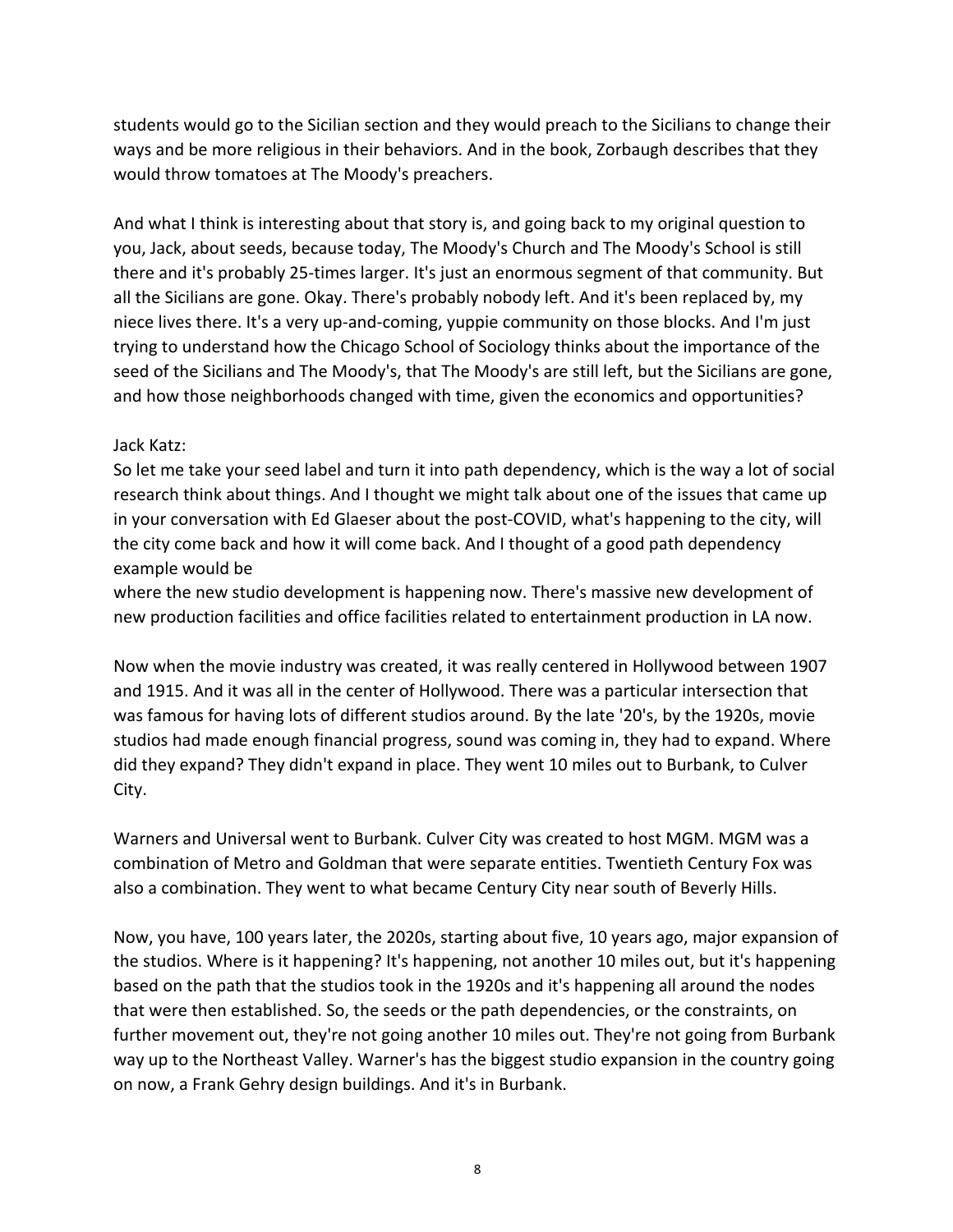students would go to the Sicilian section and they would preach to the Sicilians to change their ways and be more religious in their behaviors. And in the book, Zorbaugh describes that they would throw tomatoes at The Moody's preachers.

And what I think is interesting about that story is, and going back to my original question to you, Jack, about seeds, because today, The Moody's Church and The Moody's School is still there and it's probably 25-times larger. It's just an enormous segment of that community. But all the Sicilians are gone. Okay. There's probably nobody left. And it's been replaced by, my niece lives there. It's a very up-and-coming, yuppie community on those blocks. And I'm just trying to understand how the Chicago School of Sociology thinks about the importance of the seed of the Sicilians and The Moody's, that The Moody's are still left, but the Sicilians are gone, and how those neighborhoods changed with time, given the economics and opportunities?

Jack Katz:

So let me take your seed label and turn it into path dependency, which is the way a lot of social research think about things. And I thought we might talk about one of the issues that came up in your conversation with Ed Glaeser about the post-COVID, what's happening to the city, will the city come back and how it will come back. And I thought of a good path dependency example would be where the new studio development is happening now. There's massive new development of new production facilities and office facilities related to entertainment production in LA now.

Now when the movie industry was created, it was really centered in Hollywood between 1907 and 1915. And it was all in the center of Hollywood. There was a particular intersection that was famous for having lots of different studios around. By the late '20's, by the 1920s, movie studios had made enough financial progress, sound was coming in, they had to expand. Where did they expand? They didn't expand in place. They went 10 miles out to Burbank, to Culver City.

Warners and Universal went to Burbank. Culver City was created to host MGM. MGM was a combination of Metro and Goldman that were separate entities. Twentieth Century Fox was also a combination. They went to what became Century City near south of Beverly Hills.

Now, you have, 100 years later, the 2020s, starting about five, 10 years ago, major expansion of the studios. Where is it happening? It's happening, not another 10 miles out, but it's happening based on the path that the studios took in the 1920s and it's happening all around the nodes that were then established. So, the seeds or the path dependencies, or the constraints, on further movement out, they're not going another 10 miles out. They're not going from Burbank way up to the Northeast Valley. Warner's has the biggest studio expansion in the country going on now, a Frank Gehry design buildings. And it's in Burbank.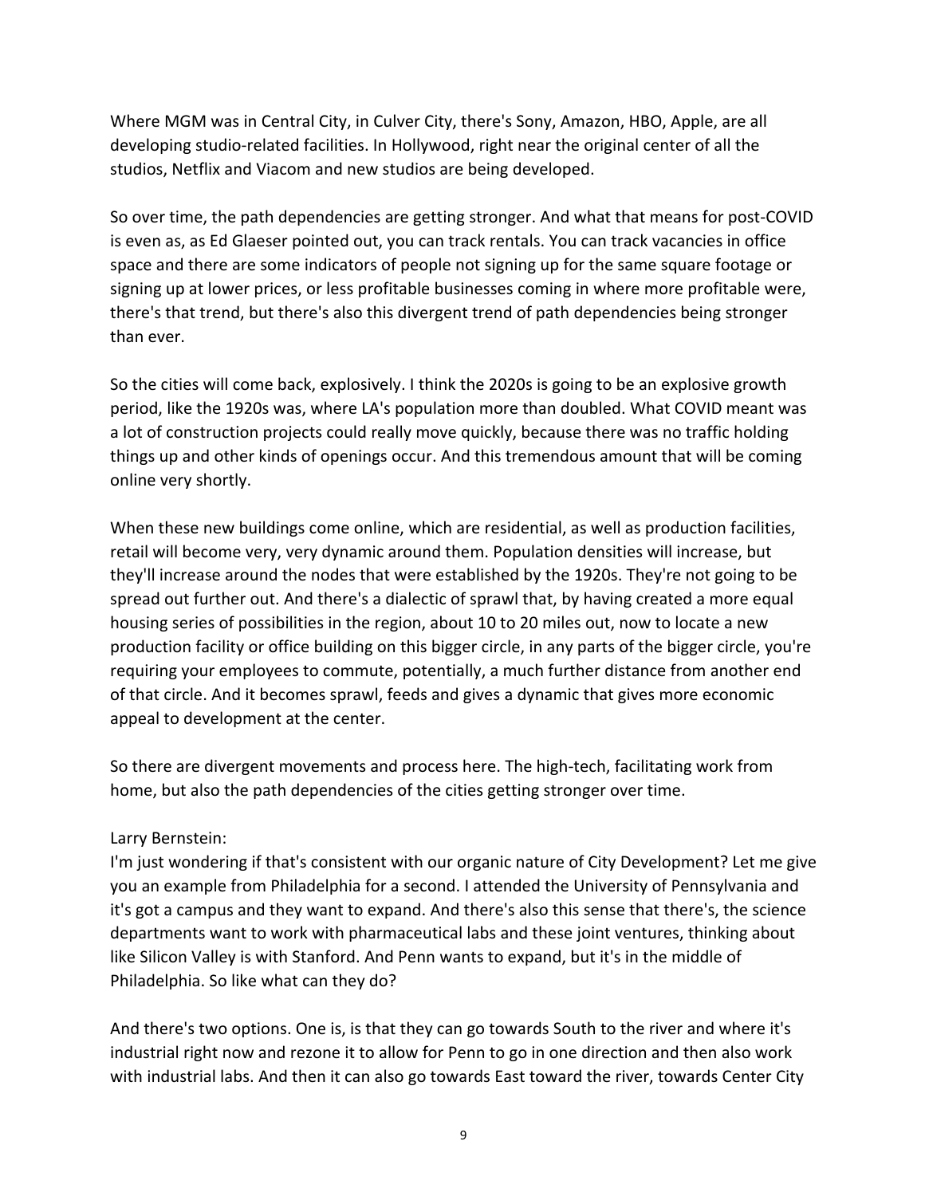Where MGM was in Central City, in Culver City, there's Sony, Amazon, HBO, Apple, are all developing studio-related facilities. In Hollywood, right near the original center of all the studios, Netflix and Viacom and new studios are being developed.

So over time, the path dependencies are getting stronger. And what that means for post-COVID is even as, as Ed Glaeser pointed out, you can track rentals. You can track vacancies in office space and there are some indicators of people not signing up for the same square footage or signing up at lower prices, or less profitable businesses coming in where more profitable were, there's that trend, but there's also this divergent trend of path dependencies being stronger than ever.

So the cities will come back, explosively. I think the 2020s is going to be an explosive growth period, like the 1920s was, where LA's population more than doubled. What COVID meant was a lot of construction projects could really move quickly, because there was no traffic holding things up and other kinds of openings occur. And this tremendous amount that will be coming online very shortly.

When these new buildings come online, which are residential, as well as production facilities, retail will become very, very dynamic around them. Population densities will increase, but they'll increase around the nodes that were established by the 1920s. They're not going to be spread out further out. And there's a dialectic of sprawl that, by having created a more equal housing series of possibilities in the region, about 10 to 20 miles out, now to locate a new production facility or office building on this bigger circle, in any parts of the bigger circle, you're requiring your employees to commute, potentially, a much further distance from another end of that circle. And it becomes sprawl, feeds and gives a dynamic that gives more economic appeal to development at the center.

So there are divergent movements and process here. The high-tech, facilitating work from home, but also the path dependencies of the cities getting stronger over time.

Larry Bernstein:
I'm just wondering if that's consistent with our organic nature of City Development? Let me give you an example from Philadelphia for a second. I attended the University of Pennsylvania and it's got a campus and they want to expand. And there's also this sense that there's, the science departments want to work with pharmaceutical labs and these joint ventures, thinking about like Silicon Valley is with Stanford. And Penn wants to expand, but it's in the middle of Philadelphia. So like what can they do?

And there's two options. One is, is that they can go towards South to the river and where it's industrial right now and rezone it to allow for Penn to go in one direction and then also work with industrial labs. And then it can also go towards East toward the river, towards Center City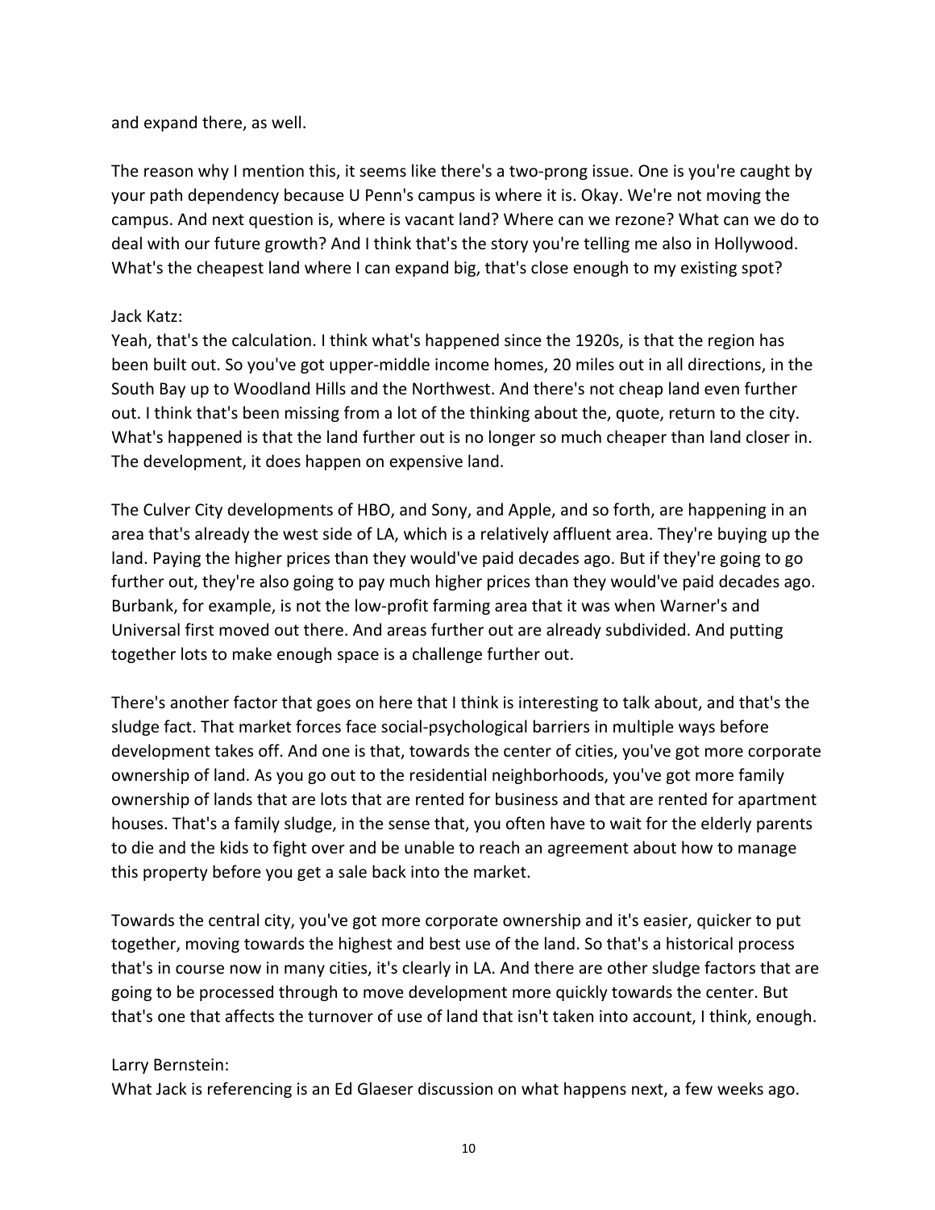and expand there, as well.

The reason why I mention this, it seems like there's a two-prong issue. One is you're caught by your path dependency because U Penn's campus is where it is. Okay. We're not moving the campus. And next question is, where is vacant land? Where can we rezone? What can we do to deal with our future growth? And I think that's the story you're telling me also in Hollywood. What's the cheapest land where I can expand big, that's close enough to my existing spot?

Jack Katz:
Yeah, that's the calculation. I think what's happened since the 1920s, is that the region has been built out. So you've got upper-middle income homes, 20 miles out in all directions, in the South Bay up to Woodland Hills and the Northwest. And there's not cheap land even further out. I think that's been missing from a lot of the thinking about the, quote, return to the city. What's happened is that the land further out is no longer so much cheaper than land closer in. The development, it does happen on expensive land.

The Culver City developments of HBO, and Sony, and Apple, and so forth, are happening in an area that's already the west side of LA, which is a relatively affluent area. They're buying up the land. Paying the higher prices than they would've paid decades ago. But if they're going to go further out, they're also going to pay much higher prices than they would've paid decades ago. Burbank, for example, is not the low-profit farming area that it was when Warner's and Universal first moved out there. And areas further out are already subdivided. And putting together lots to make enough space is a challenge further out.

There's another factor that goes on here that I think is interesting to talk about, and that's the sludge fact. That market forces face social-psychological barriers in multiple ways before development takes off. And one is that, towards the center of cities, you've got more corporate ownership of land. As you go out to the residential neighborhoods, you've got more family ownership of lands that are lots that are rented for business and that are rented for apartment houses. That's a family sludge, in the sense that, you often have to wait for the elderly parents to die and the kids to fight over and be unable to reach an agreement about how to manage this property before you get a sale back into the market.

Towards the central city, you've got more corporate ownership and it's easier, quicker to put together, moving towards the highest and best use of the land. So that's a historical process that's in course now in many cities, it's clearly in LA. And there are other sludge factors that are going to be processed through to move development more quickly towards the center. But that's one that affects the turnover of use of land that isn't taken into account, I think, enough.

Larry Bernstein:
What Jack is referencing is an Ed Glaeser discussion on what happens next, a few weeks ago.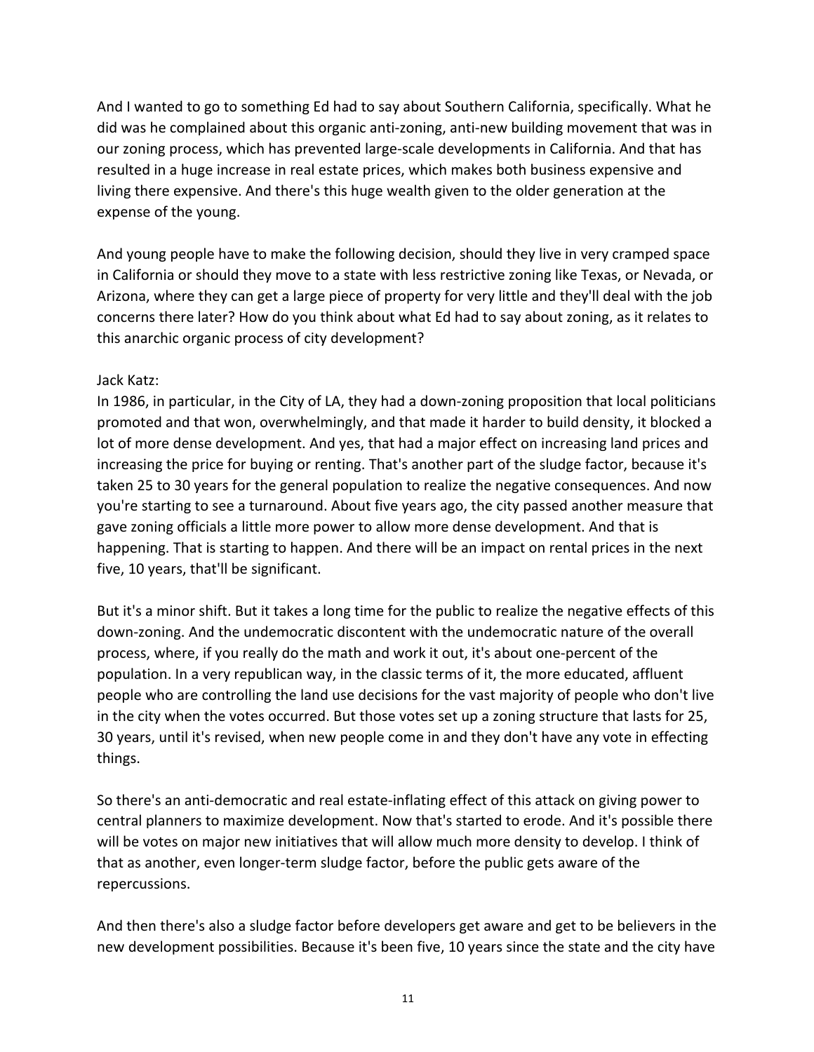And I wanted to go to something Ed had to say about Southern California, specifically. What he did was he complained about this organic anti-zoning, anti-new building movement that was in our zoning process, which has prevented large-scale developments in California. And that has resulted in a huge increase in real estate prices, which makes both business expensive and living there expensive. And there's this huge wealth given to the older generation at the expense of the young.

And young people have to make the following decision, should they live in very cramped space in California or should they move to a state with less restrictive zoning like Texas, or Nevada, or Arizona, where they can get a large piece of property for very little and they'll deal with the job concerns there later? How do you think about what Ed had to say about zoning, as it relates to this anarchic organic process of city development?

Jack Katz:
In 1986, in particular, in the City of LA, they had a down-zoning proposition that local politicians promoted and that won, overwhelmingly, and that made it harder to build density, it blocked a lot of more dense development. And yes, that had a major effect on increasing land prices and increasing the price for buying or renting. That's another part of the sludge factor, because it's taken 25 to 30 years for the general population to realize the negative consequences. And now you're starting to see a turnaround. About five years ago, the city passed another measure that gave zoning officials a little more power to allow more dense development. And that is happening. That is starting to happen. And there will be an impact on rental prices in the next five, 10 years, that'll be significant.

But it's a minor shift. But it takes a long time for the public to realize the negative effects of this down-zoning. And the undemocratic discontent with the undemocratic nature of the overall process, where, if you really do the math and work it out, it's about one-percent of the population. In a very republican way, in the classic terms of it, the more educated, affluent people who are controlling the land use decisions for the vast majority of people who don't live in the city when the votes occurred. But those votes set up a zoning structure that lasts for 25, 30 years, until it's revised, when new people come in and they don't have any vote in effecting things.

So there's an anti-democratic and real estate-inflating effect of this attack on giving power to central planners to maximize development. Now that's started to erode. And it's possible there will be votes on major new initiatives that will allow much more density to develop. I think of that as another, even longer-term sludge factor, before the public gets aware of the repercussions.

And then there's also a sludge factor before developers get aware and get to be believers in the new development possibilities. Because it's been five, 10 years since the state and the city have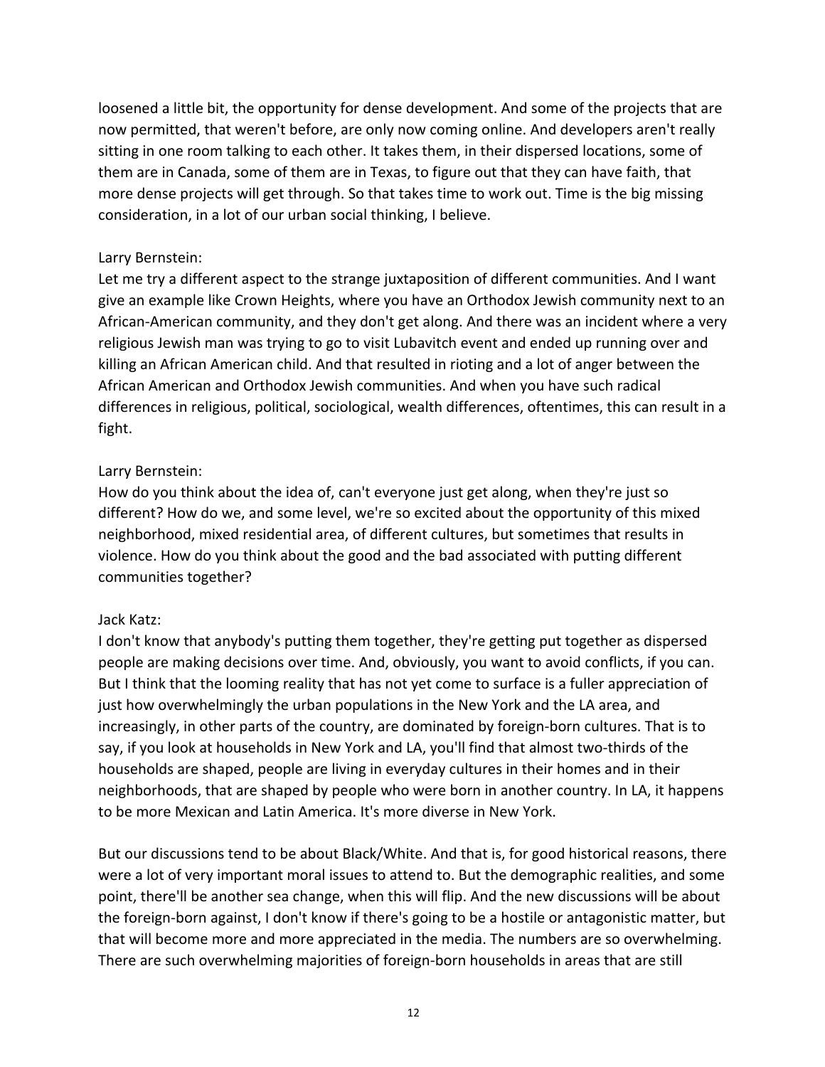loosened a little bit, the opportunity for dense development. And some of the projects that are now permitted, that weren't before, are only now coming online. And developers aren't really sitting in one room talking to each other. It takes them, in their dispersed locations, some of them are in Canada, some of them are in Texas, to figure out that they can have faith, that more dense projects will get through. So that takes time to work out. Time is the big missing consideration, in a lot of our urban social thinking, I believe.

Larry Bernstein:
Let me try a different aspect to the strange juxtaposition of different communities. And I want give an example like Crown Heights, where you have an Orthodox Jewish community next to an African-American community, and they don't get along. And there was an incident where a very religious Jewish man was trying to go to visit Lubavitch event and ended up running over and killing an African American child. And that resulted in rioting and a lot of anger between the African American and Orthodox Jewish communities. And when you have such radical differences in religious, political, sociological, wealth differences, oftentimes, this can result in a fight.

Larry Bernstein:
How do you think about the idea of, can't everyone just get along, when they're just so different? How do we, and some level, we're so excited about the opportunity of this mixed neighborhood, mixed residential area, of different cultures, but sometimes that results in violence. How do you think about the good and the bad associated with putting different communities together?

Jack Katz:
I don't know that anybody's putting them together, they're getting put together as dispersed people are making decisions over time. And, obviously, you want to avoid conflicts, if you can. But I think that the looming reality that has not yet come to surface is a fuller appreciation of just how overwhelmingly the urban populations in the New York and the LA area, and increasingly, in other parts of the country, are dominated by foreign-born cultures. That is to say, if you look at households in New York and LA, you'll find that almost two-thirds of the households are shaped, people are living in everyday cultures in their homes and in their neighborhoods, that are shaped by people who were born in another country. In LA, it happens to be more Mexican and Latin America. It's more diverse in New York.

But our discussions tend to be about Black/White. And that is, for good historical reasons, there were a lot of very important moral issues to attend to. But the demographic realities, and some point, there'll be another sea change, when this will flip. And the new discussions will be about the foreign-born against, I don't know if there's going to be a hostile or antagonistic matter, but that will become more and more appreciated in the media. The numbers are so overwhelming. There are such overwhelming majorities of foreign-born households in areas that are still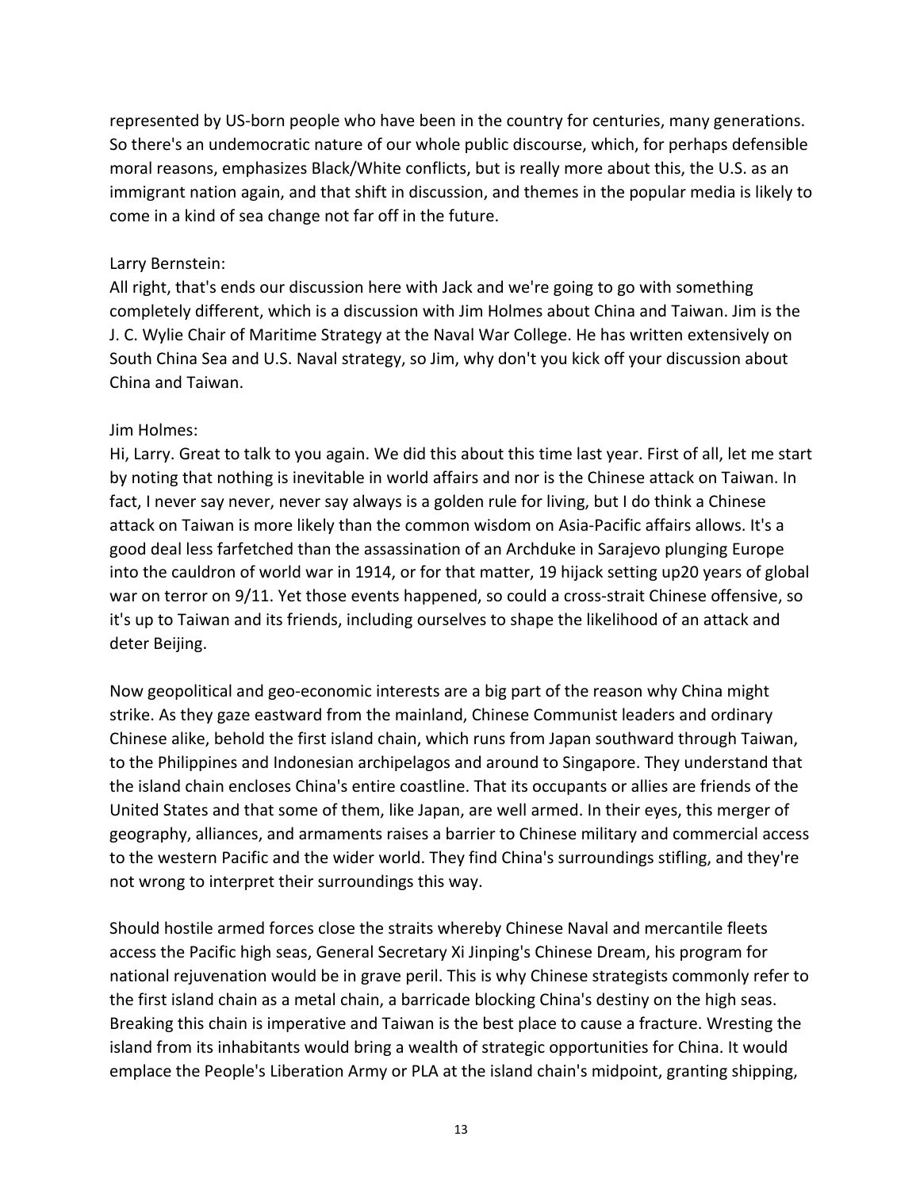represented by US-born people who have been in the country for centuries, many generations. So there's an undemocratic nature of our whole public discourse, which, for perhaps defensible moral reasons, emphasizes Black/White conflicts, but is really more about this, the U.S. as an immigrant nation again, and that shift in discussion, and themes in the popular media is likely to come in a kind of sea change not far off in the future.

Larry Bernstein:
All right, that's ends our discussion here with Jack and we're going to go with something completely different, which is a discussion with Jim Holmes about China and Taiwan. Jim is the J. C. Wylie Chair of Maritime Strategy at the Naval War College. He has written extensively on South China Sea and U.S. Naval strategy, so Jim, why don't you kick off your discussion about China and Taiwan.

Jim Holmes:
Hi, Larry. Great to talk to you again. We did this about this time last year. First of all, let me start by noting that nothing is inevitable in world affairs and nor is the Chinese attack on Taiwan. In fact, I never say never, never say always is a golden rule for living, but I do think a Chinese attack on Taiwan is more likely than the common wisdom on Asia-Pacific affairs allows. It's a good deal less farfetched than the assassination of an Archduke in Sarajevo plunging Europe into the cauldron of world war in 1914, or for that matter, 19 hijack setting up20 years of global war on terror on 9/11. Yet those events happened, so could a cross-strait Chinese offensive, so it's up to Taiwan and its friends, including ourselves to shape the likelihood of an attack and deter Beijing.

Now geopolitical and geo-economic interests are a big part of the reason why China might strike. As they gaze eastward from the mainland, Chinese Communist leaders and ordinary Chinese alike, behold the first island chain, which runs from Japan southward through Taiwan, to the Philippines and Indonesian archipelagos and around to Singapore. They understand that the island chain encloses China's entire coastline. That its occupants or allies are friends of the United States and that some of them, like Japan, are well armed. In their eyes, this merger of geography, alliances, and armaments raises a barrier to Chinese military and commercial access to the western Pacific and the wider world. They find China's surroundings stifling, and they're not wrong to interpret their surroundings this way.

Should hostile armed forces close the straits whereby Chinese Naval and mercantile fleets access the Pacific high seas, General Secretary Xi Jinping's Chinese Dream, his program for national rejuvenation would be in grave peril. This is why Chinese strategists commonly refer to the first island chain as a metal chain, a barricade blocking China's destiny on the high seas. Breaking this chain is imperative and Taiwan is the best place to cause a fracture. Wresting the island from its inhabitants would bring a wealth of strategic opportunities for China. It would emplace the People's Liberation Army or PLA at the island chain's midpoint, granting shipping,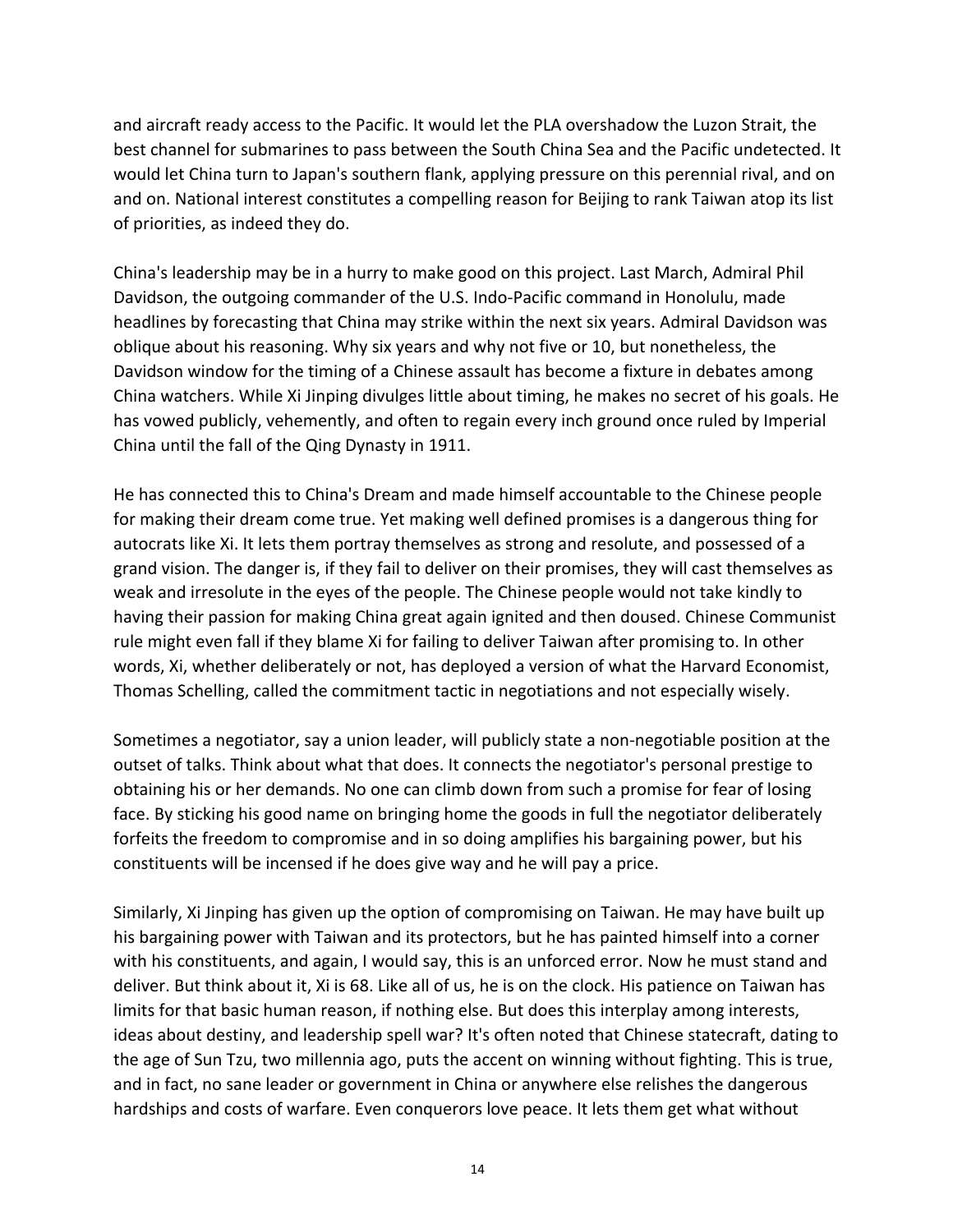and aircraft ready access to the Pacific. It would let the PLA overshadow the Luzon Strait, the best channel for submarines to pass between the South China Sea and the Pacific undetected. It would let China turn to Japan's southern flank, applying pressure on this perennial rival, and on and on. National interest constitutes a compelling reason for Beijing to rank Taiwan atop its list of priorities, as indeed they do.

China's leadership may be in a hurry to make good on this project. Last March, Admiral Phil Davidson, the outgoing commander of the U.S. Indo-Pacific command in Honolulu, made headlines by forecasting that China may strike within the next six years. Admiral Davidson was oblique about his reasoning. Why six years and why not five or 10, but nonetheless, the Davidson window for the timing of a Chinese assault has become a fixture in debates among China watchers. While Xi Jinping divulges little about timing, he makes no secret of his goals. He has vowed publicly, vehemently, and often to regain every inch ground once ruled by Imperial China until the fall of the Qing Dynasty in 1911.

He has connected this to China's Dream and made himself accountable to the Chinese people for making their dream come true. Yet making well defined promises is a dangerous thing for autocrats like Xi. It lets them portray themselves as strong and resolute, and possessed of a grand vision. The danger is, if they fail to deliver on their promises, they will cast themselves as weak and irresolute in the eyes of the people. The Chinese people would not take kindly to having their passion for making China great again ignited and then doused. Chinese Communist rule might even fall if they blame Xi for failing to deliver Taiwan after promising to. In other words, Xi, whether deliberately or not, has deployed a version of what the Harvard Economist, Thomas Schelling, called the commitment tactic in negotiations and not especially wisely.

Sometimes a negotiator, say a union leader, will publicly state a non-negotiable position at the outset of talks. Think about what that does. It connects the negotiator's personal prestige to obtaining his or her demands. No one can climb down from such a promise for fear of losing face. By sticking his good name on bringing home the goods in full the negotiator deliberately forfeits the freedom to compromise and in so doing amplifies his bargaining power, but his constituents will be incensed if he does give way and he will pay a price.

Similarly, Xi Jinping has given up the option of compromising on Taiwan. He may have built up his bargaining power with Taiwan and its protectors, but he has painted himself into a corner with his constituents, and again, I would say, this is an unforced error. Now he must stand and deliver. But think about it, Xi is 68. Like all of us, he is on the clock. His patience on Taiwan has limits for that basic human reason, if nothing else. But does this interplay among interests, ideas about destiny, and leadership spell war? It's often noted that Chinese statecraft, dating to the age of Sun Tzu, two millennia ago, puts the accent on winning without fighting. This is true, and in fact, no sane leader or government in China or anywhere else relishes the dangerous hardships and costs of warfare. Even conquerors love peace. It lets them get what without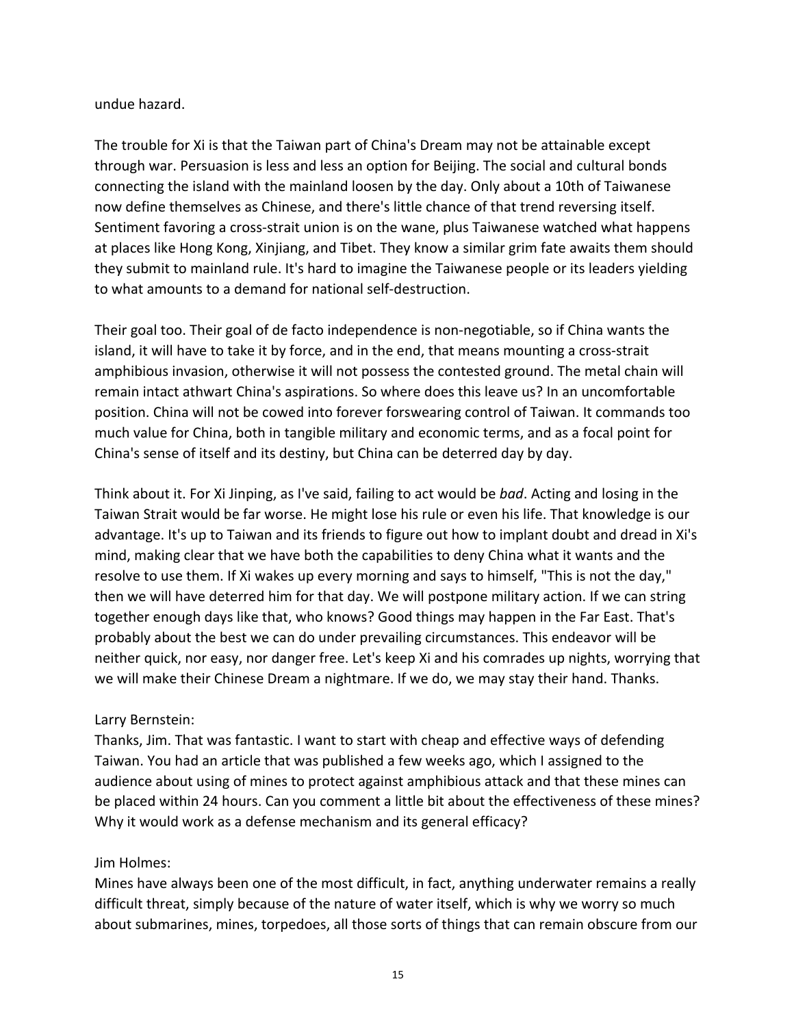undue hazard.

The trouble for Xi is that the Taiwan part of China's Dream may not be attainable except through war. Persuasion is less and less an option for Beijing. The social and cultural bonds connecting the island with the mainland loosen by the day. Only about a 10th of Taiwanese now define themselves as Chinese, and there's little chance of that trend reversing itself. Sentiment favoring a cross-strait union is on the wane, plus Taiwanese watched what happens at places like Hong Kong, Xinjiang, and Tibet. They know a similar grim fate awaits them should they submit to mainland rule. It's hard to imagine the Taiwanese people or its leaders yielding to what amounts to a demand for national self-destruction.

Their goal too. Their goal of de facto independence is non-negotiable, so if China wants the island, it will have to take it by force, and in the end, that means mounting a cross-strait amphibious invasion, otherwise it will not possess the contested ground. The metal chain will remain intact athwart China's aspirations. So where does this leave us? In an uncomfortable position. China will not be cowed into forever forswearing control of Taiwan. It commands too much value for China, both in tangible military and economic terms, and as a focal point for China's sense of itself and its destiny, but China can be deterred day by day.

Think about it. For Xi Jinping, as I've said, failing to act would be *bad*. Acting and losing in the Taiwan Strait would be far worse. He might lose his rule or even his life. That knowledge is our advantage. It's up to Taiwan and its friends to figure out how to implant doubt and dread in Xi's mind, making clear that we have both the capabilities to deny China what it wants and the resolve to use them. If Xi wakes up every morning and says to himself, "This is not the day," then we will have deterred him for that day. We will postpone military action. If we can string together enough days like that, who knows? Good things may happen in the Far East. That's probably about the best we can do under prevailing circumstances. This endeavor will be neither quick, nor easy, nor danger free. Let's keep Xi and his comrades up nights, worrying that we will make their Chinese Dream a nightmare. If we do, we may stay their hand. Thanks.

Larry Bernstein:
Thanks, Jim. That was fantastic. I want to start with cheap and effective ways of defending Taiwan. You had an article that was published a few weeks ago, which I assigned to the audience about using of mines to protect against amphibious attack and that these mines can be placed within 24 hours. Can you comment a little bit about the effectiveness of these mines? Why it would work as a defense mechanism and its general efficacy?

Jim Holmes:
Mines have always been one of the most difficult, in fact, anything underwater remains a really difficult threat, simply because of the nature of water itself, which is why we worry so much about submarines, mines, torpedoes, all those sorts of things that can remain obscure from our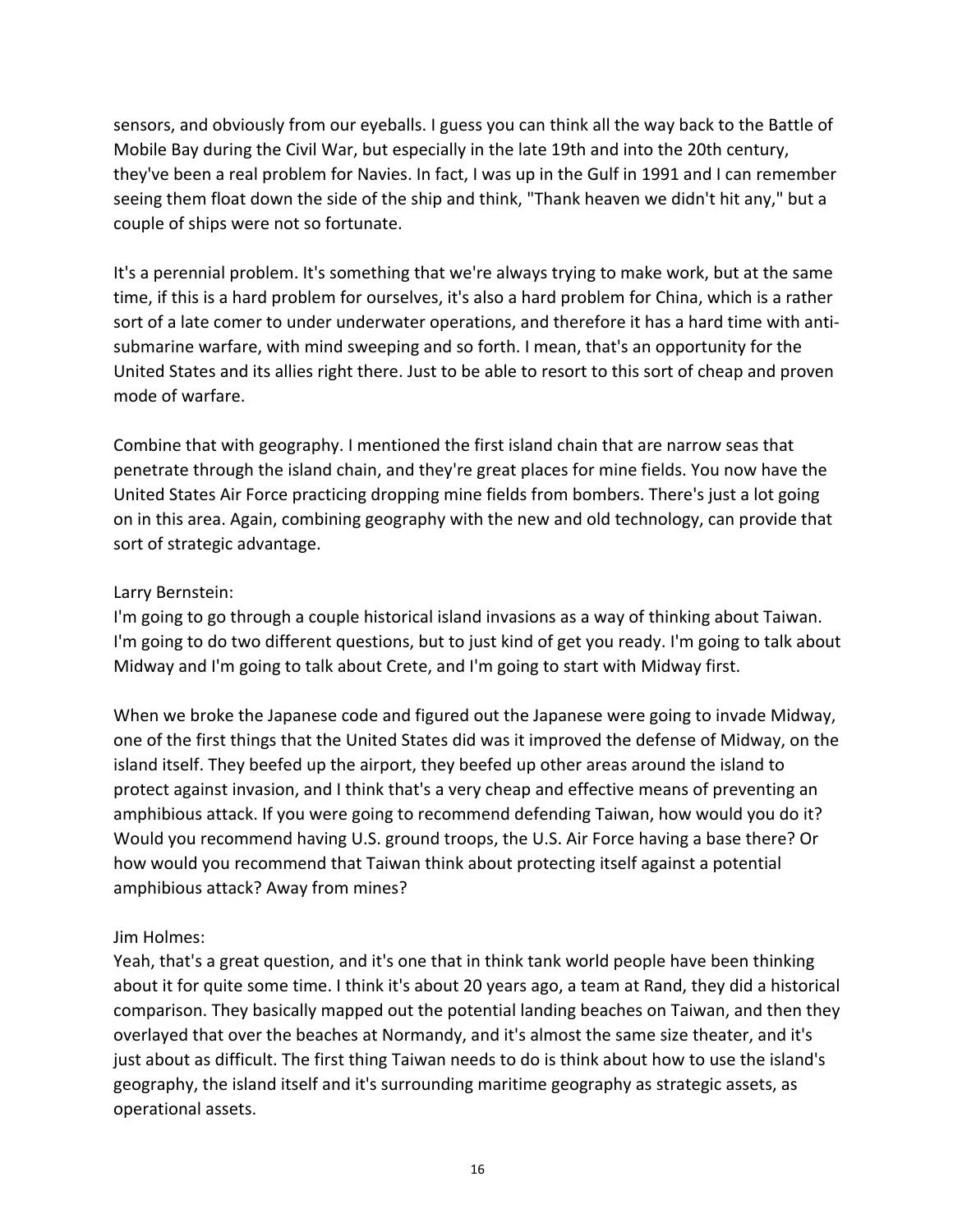sensors, and obviously from our eyeballs. I guess you can think all the way back to the Battle of Mobile Bay during the Civil War, but especially in the late 19th and into the 20th century, they've been a real problem for Navies. In fact, I was up in the Gulf in 1991 and I can remember seeing them float down the side of the ship and think, "Thank heaven we didn't hit any," but a couple of ships were not so fortunate.

It's a perennial problem. It's something that we're always trying to make work, but at the same time, if this is a hard problem for ourselves, it's also a hard problem for China, which is a rather sort of a late comer to under underwater operations, and therefore it has a hard time with anti-submarine warfare, with mind sweeping and so forth. I mean, that's an opportunity for the United States and its allies right there. Just to be able to resort to this sort of cheap and proven mode of warfare.

Combine that with geography. I mentioned the first island chain that are narrow seas that penetrate through the island chain, and they're great places for mine fields. You now have the United States Air Force practicing dropping mine fields from bombers. There's just a lot going on in this area. Again, combining geography with the new and old technology, can provide that sort of strategic advantage.

Larry Bernstein:
I'm going to go through a couple historical island invasions as a way of thinking about Taiwan. I'm going to do two different questions, but to just kind of get you ready. I'm going to talk about Midway and I'm going to talk about Crete, and I'm going to start with Midway first.

When we broke the Japanese code and figured out the Japanese were going to invade Midway, one of the first things that the United States did was it improved the defense of Midway, on the island itself. They beefed up the airport, they beefed up other areas around the island to protect against invasion, and I think that's a very cheap and effective means of preventing an amphibious attack. If you were going to recommend defending Taiwan, how would you do it? Would you recommend having U.S. ground troops, the U.S. Air Force having a base there? Or how would you recommend that Taiwan think about protecting itself against a potential amphibious attack? Away from mines?

Jim Holmes:
Yeah, that's a great question, and it's one that in think tank world people have been thinking about it for quite some time. I think it's about 20 years ago, a team at Rand, they did a historical comparison. They basically mapped out the potential landing beaches on Taiwan, and then they overlayed that over the beaches at Normandy, and it's almost the same size theater, and it's just about as difficult. The first thing Taiwan needs to do is think about how to use the island's geography, the island itself and it's surrounding maritime geography as strategic assets, as operational assets.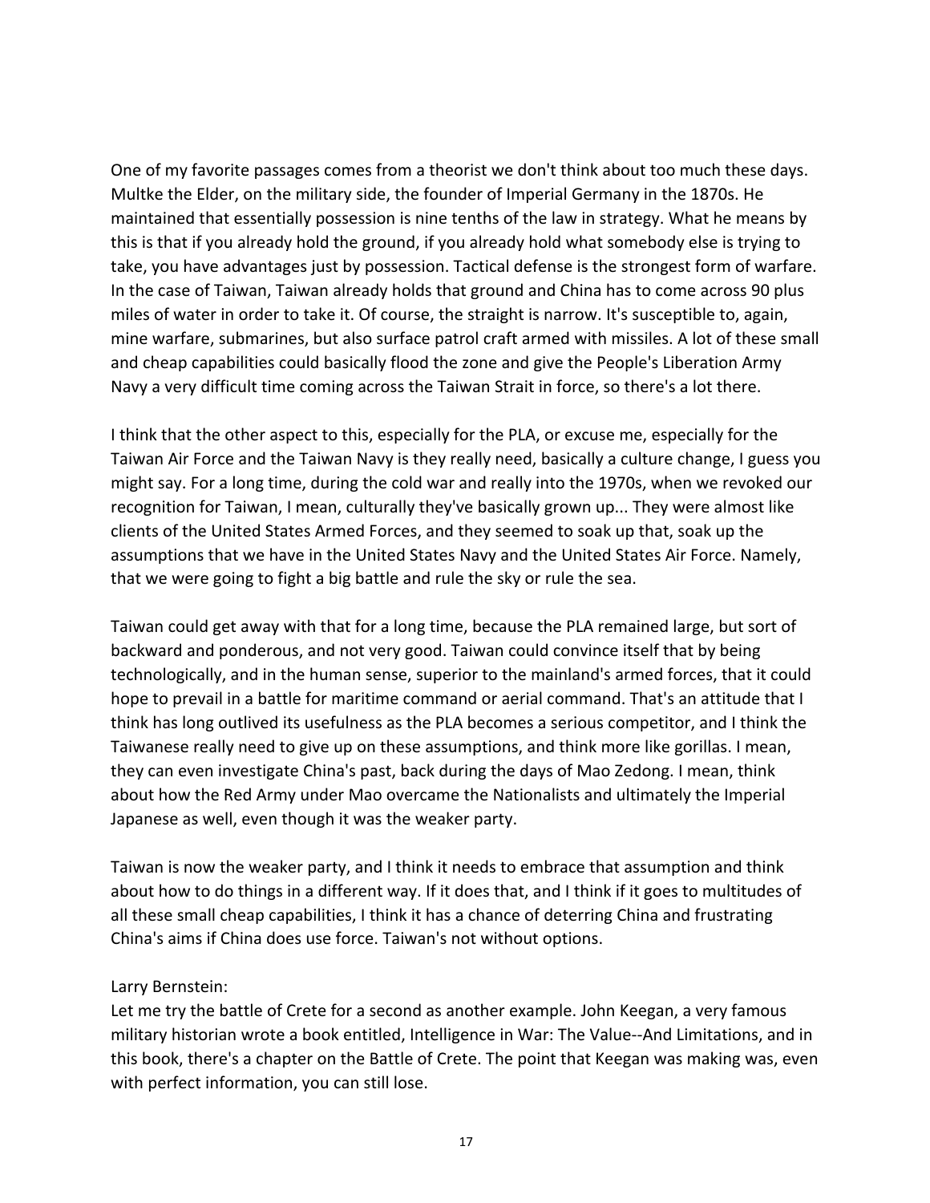One of my favorite passages comes from a theorist we don't think about too much these days. Multke the Elder, on the military side, the founder of Imperial Germany in the 1870s. He maintained that essentially possession is nine tenths of the law in strategy. What he means by this is that if you already hold the ground, if you already hold what somebody else is trying to take, you have advantages just by possession. Tactical defense is the strongest form of warfare. In the case of Taiwan, Taiwan already holds that ground and China has to come across 90 plus miles of water in order to take it. Of course, the straight is narrow. It's susceptible to, again, mine warfare, submarines, but also surface patrol craft armed with missiles. A lot of these small and cheap capabilities could basically flood the zone and give the People's Liberation Army Navy a very difficult time coming across the Taiwan Strait in force, so there's a lot there.

I think that the other aspect to this, especially for the PLA, or excuse me, especially for the Taiwan Air Force and the Taiwan Navy is they really need, basically a culture change, I guess you might say. For a long time, during the cold war and really into the 1970s, when we revoked our recognition for Taiwan, I mean, culturally they've basically grown up... They were almost like clients of the United States Armed Forces, and they seemed to soak up that, soak up the assumptions that we have in the United States Navy and the United States Air Force. Namely, that we were going to fight a big battle and rule the sky or rule the sea.

Taiwan could get away with that for a long time, because the PLA remained large, but sort of backward and ponderous, and not very good. Taiwan could convince itself that by being technologically, and in the human sense, superior to the mainland's armed forces, that it could hope to prevail in a battle for maritime command or aerial command. That's an attitude that I think has long outlived its usefulness as the PLA becomes a serious competitor, and I think the Taiwanese really need to give up on these assumptions, and think more like gorillas. I mean, they can even investigate China's past, back during the days of Mao Zedong. I mean, think about how the Red Army under Mao overcame the Nationalists and ultimately the Imperial Japanese as well, even though it was the weaker party.

Taiwan is now the weaker party, and I think it needs to embrace that assumption and think about how to do things in a different way. If it does that, and I think if it goes to multitudes of all these small cheap capabilities, I think it has a chance of deterring China and frustrating China's aims if China does use force. Taiwan's not without options.

Larry Bernstein:
Let me try the battle of Crete for a second as another example. John Keegan, a very famous military historian wrote a book entitled, Intelligence in War: The Value--And Limitations, and in this book, there's a chapter on the Battle of Crete. The point that Keegan was making was, even with perfect information, you can still lose.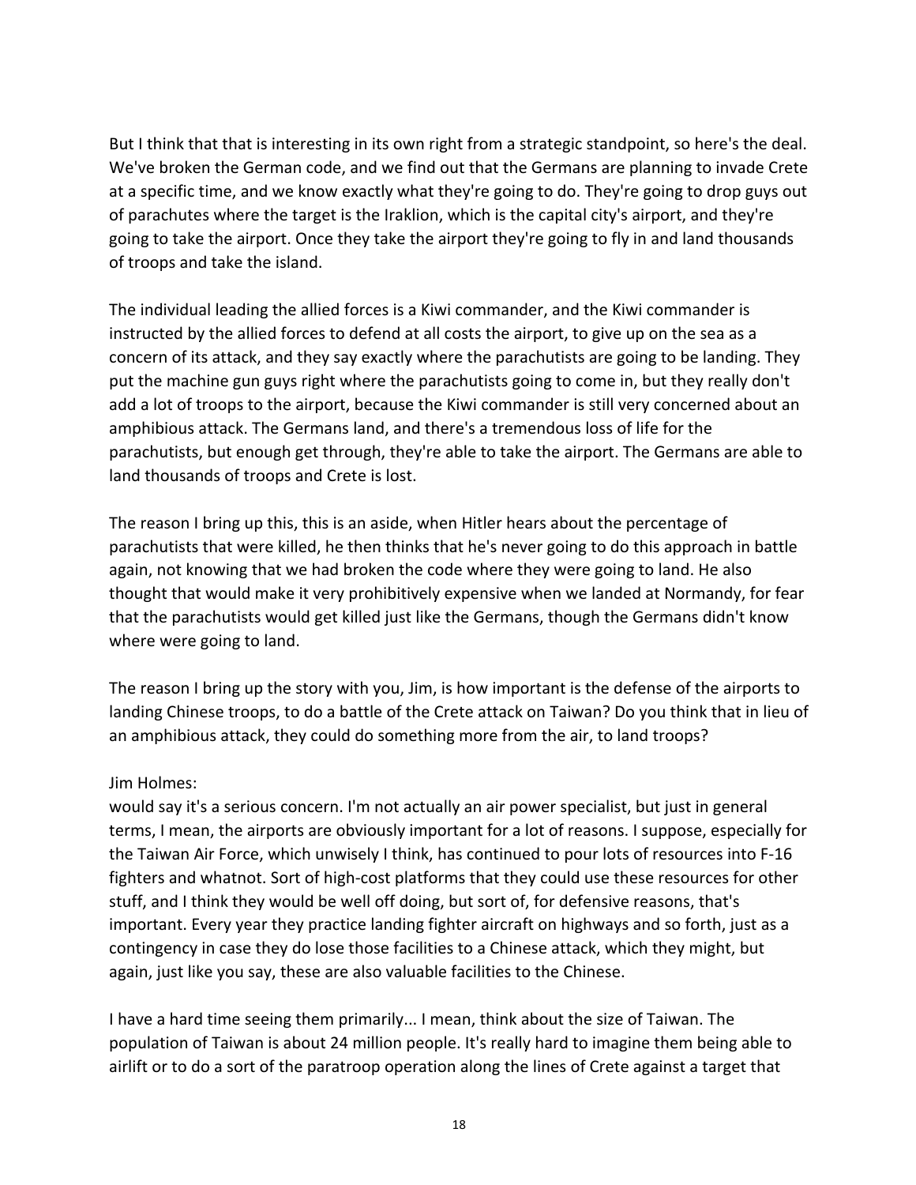But I think that that is interesting in its own right from a strategic standpoint, so here's the deal. We've broken the German code, and we find out that the Germans are planning to invade Crete at a specific time, and we know exactly what they're going to do. They're going to drop guys out of parachutes where the target is the Iraklion, which is the capital city's airport, and they're going to take the airport. Once they take the airport they're going to fly in and land thousands of troops and take the island.

The individual leading the allied forces is a Kiwi commander, and the Kiwi commander is instructed by the allied forces to defend at all costs the airport, to give up on the sea as a concern of its attack, and they say exactly where the parachutists are going to be landing. They put the machine gun guys right where the parachutists going to come in, but they really don't add a lot of troops to the airport, because the Kiwi commander is still very concerned about an amphibious attack. The Germans land, and there's a tremendous loss of life for the parachutists, but enough get through, they're able to take the airport. The Germans are able to land thousands of troops and Crete is lost.

The reason I bring up this, this is an aside, when Hitler hears about the percentage of parachutists that were killed, he then thinks that he's never going to do this approach in battle again, not knowing that we had broken the code where they were going to land. He also thought that would make it very prohibitively expensive when we landed at Normandy, for fear that the parachutists would get killed just like the Germans, though the Germans didn't know where were going to land.

The reason I bring up the story with you, Jim, is how important is the defense of the airports to landing Chinese troops, to do a battle of the Crete attack on Taiwan? Do you think that in lieu of an amphibious attack, they could do something more from the air, to land troops?

Jim Holmes:
would say it's a serious concern. I'm not actually an air power specialist, but just in general terms, I mean, the airports are obviously important for a lot of reasons. I suppose, especially for the Taiwan Air Force, which unwisely I think, has continued to pour lots of resources into F-16 fighters and whatnot. Sort of high-cost platforms that they could use these resources for other stuff, and I think they would be well off doing, but sort of, for defensive reasons, that's important. Every year they practice landing fighter aircraft on highways and so forth, just as a contingency in case they do lose those facilities to a Chinese attack, which they might, but again, just like you say, these are also valuable facilities to the Chinese.

I have a hard time seeing them primarily... I mean, think about the size of Taiwan. The population of Taiwan is about 24 million people. It's really hard to imagine them being able to airlift or to do a sort of the paratroop operation along the lines of Crete against a target that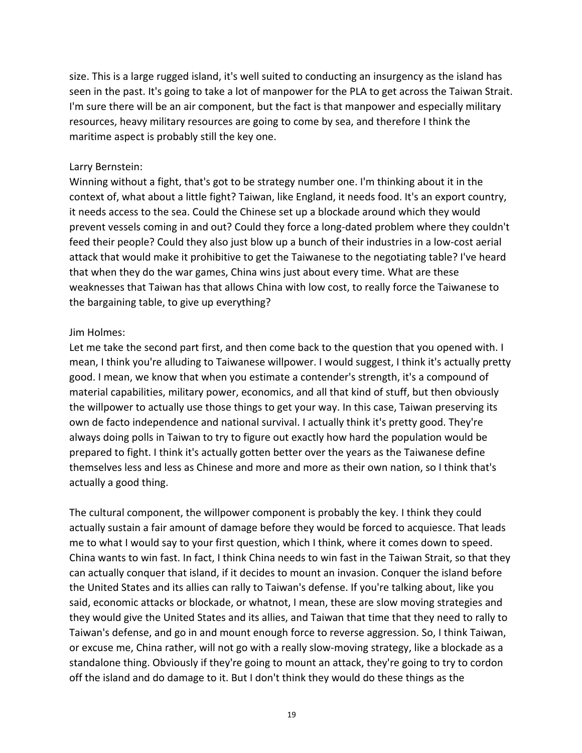size. This is a large rugged island, it's well suited to conducting an insurgency as the island has seen in the past. It's going to take a lot of manpower for the PLA to get across the Taiwan Strait. I'm sure there will be an air component, but the fact is that manpower and especially military resources, heavy military resources are going to come by sea, and therefore I think the maritime aspect is probably still the key one.

Larry Bernstein:
Winning without a fight, that's got to be strategy number one. I'm thinking about it in the context of, what about a little fight? Taiwan, like England, it needs food. It's an export country, it needs access to the sea. Could the Chinese set up a blockade around which they would prevent vessels coming in and out? Could they force a long-dated problem where they couldn't feed their people? Could they also just blow up a bunch of their industries in a low-cost aerial attack that would make it prohibitive to get the Taiwanese to the negotiating table? I've heard that when they do the war games, China wins just about every time. What are these weaknesses that Taiwan has that allows China with low cost, to really force the Taiwanese to the bargaining table, to give up everything?

Jim Holmes:
Let me take the second part first, and then come back to the question that you opened with. I mean, I think you're alluding to Taiwanese willpower. I would suggest, I think it's actually pretty good. I mean, we know that when you estimate a contender's strength, it's a compound of material capabilities, military power, economics, and all that kind of stuff, but then obviously the willpower to actually use those things to get your way. In this case, Taiwan preserving its own de facto independence and national survival. I actually think it's pretty good. They're always doing polls in Taiwan to try to figure out exactly how hard the population would be prepared to fight. I think it's actually gotten better over the years as the Taiwanese define themselves less and less as Chinese and more and more as their own nation, so I think that's actually a good thing.

The cultural component, the willpower component is probably the key. I think they could actually sustain a fair amount of damage before they would be forced to acquiesce. That leads me to what I would say to your first question, which I think, where it comes down to speed. China wants to win fast. In fact, I think China needs to win fast in the Taiwan Strait, so that they can actually conquer that island, if it decides to mount an invasion. Conquer the island before the United States and its allies can rally to Taiwan's defense. If you're talking about, like you said, economic attacks or blockade, or whatnot, I mean, these are slow moving strategies and they would give the United States and its allies, and Taiwan that time that they need to rally to Taiwan's defense, and go in and mount enough force to reverse aggression. So, I think Taiwan, or excuse me, China rather, will not go with a really slow-moving strategy, like a blockade as a standalone thing. Obviously if they're going to mount an attack, they're going to try to cordon off the island and do damage to it. But I don't think they would do these things as the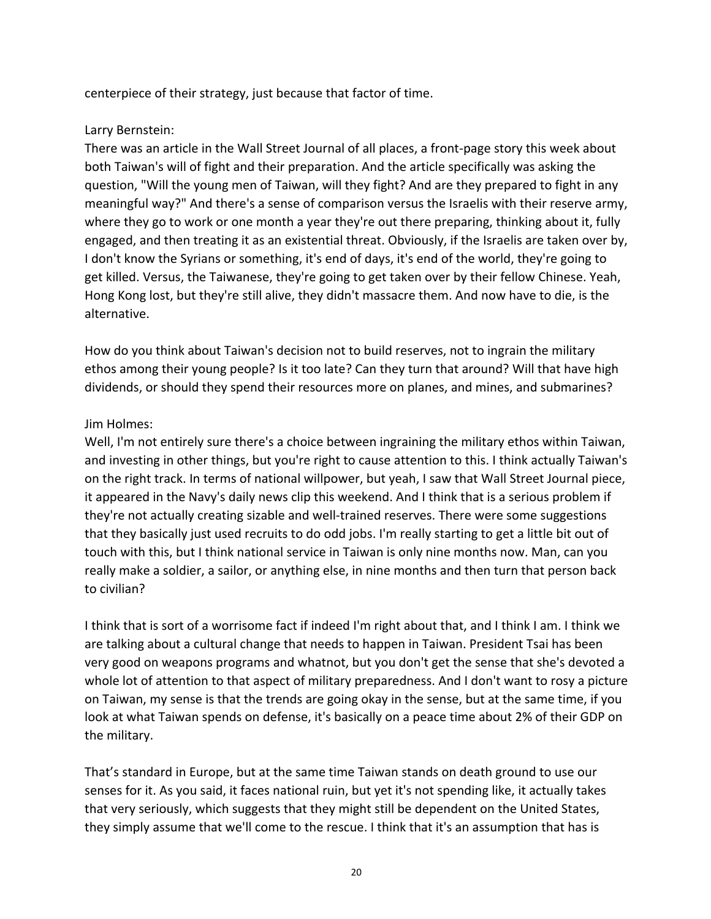centerpiece of their strategy, just because that factor of time.

Larry Bernstein:
There was an article in the Wall Street Journal of all places, a front-page story this week about both Taiwan's will of fight and their preparation. And the article specifically was asking the question, "Will the young men of Taiwan, will they fight? And are they prepared to fight in any meaningful way?" And there's a sense of comparison versus the Israelis with their reserve army, where they go to work or one month a year they're out there preparing, thinking about it, fully engaged, and then treating it as an existential threat. Obviously, if the Israelis are taken over by, I don't know the Syrians or something, it's end of days, it's end of the world, they're going to get killed. Versus, the Taiwanese, they're going to get taken over by their fellow Chinese. Yeah, Hong Kong lost, but they're still alive, they didn't massacre them. And now have to die, is the alternative.

How do you think about Taiwan's decision not to build reserves, not to ingrain the military ethos among their young people? Is it too late? Can they turn that around? Will that have high dividends, or should they spend their resources more on planes, and mines, and submarines?

Jim Holmes:
Well, I'm not entirely sure there's a choice between ingraining the military ethos within Taiwan, and investing in other things, but you're right to cause attention to this. I think actually Taiwan's on the right track. In terms of national willpower, but yeah, I saw that Wall Street Journal piece, it appeared in the Navy's daily news clip this weekend. And I think that is a serious problem if they're not actually creating sizable and well-trained reserves. There were some suggestions that they basically just used recruits to do odd jobs. I'm really starting to get a little bit out of touch with this, but I think national service in Taiwan is only nine months now. Man, can you really make a soldier, a sailor, or anything else, in nine months and then turn that person back to civilian?

I think that is sort of a worrisome fact if indeed I'm right about that, and I think I am. I think we are talking about a cultural change that needs to happen in Taiwan. President Tsai has been very good on weapons programs and whatnot, but you don't get the sense that she's devoted a whole lot of attention to that aspect of military preparedness. And I don't want to rosy a picture on Taiwan, my sense is that the trends are going okay in the sense, but at the same time, if you look at what Taiwan spends on defense, it's basically on a peace time about 2% of their GDP on the military.

That's standard in Europe, but at the same time Taiwan stands on death ground to use our senses for it. As you said, it faces national ruin, but yet it's not spending like, it actually takes that very seriously, which suggests that they might still be dependent on the United States, they simply assume that we'll come to the rescue. I think that it's an assumption that has is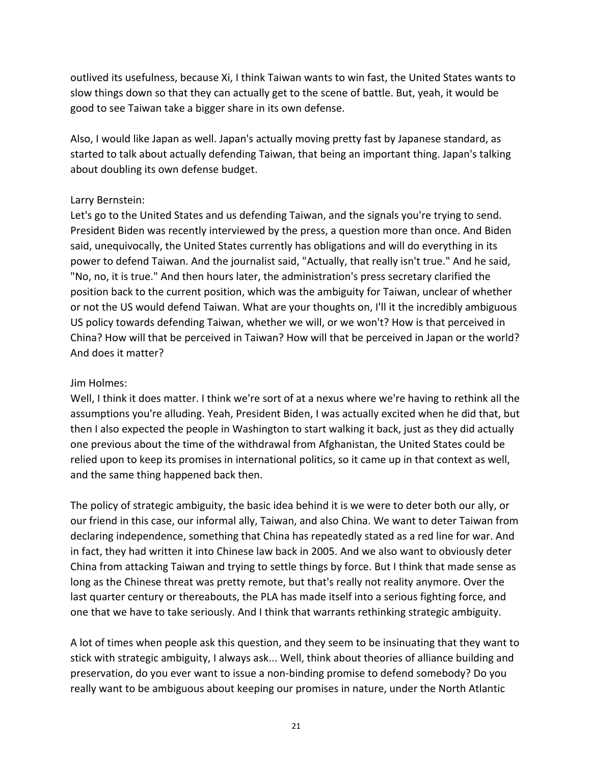outlived its usefulness, because Xi, I think Taiwan wants to win fast, the United States wants to slow things down so that they can actually get to the scene of battle. But, yeah, it would be good to see Taiwan take a bigger share in its own defense.

Also, I would like Japan as well. Japan's actually moving pretty fast by Japanese standard, as started to talk about actually defending Taiwan, that being an important thing. Japan's talking about doubling its own defense budget.

Larry Bernstein:
Let's go to the United States and us defending Taiwan, and the signals you're trying to send. President Biden was recently interviewed by the press, a question more than once. And Biden said, unequivocally, the United States currently has obligations and will do everything in its power to defend Taiwan. And the journalist said, "Actually, that really isn't true." And he said, "No, no, it is true." And then hours later, the administration's press secretary clarified the position back to the current position, which was the ambiguity for Taiwan, unclear of whether or not the US would defend Taiwan. What are your thoughts on, I'll it the incredibly ambiguous US policy towards defending Taiwan, whether we will, or we won't? How is that perceived in China? How will that be perceived in Taiwan? How will that be perceived in Japan or the world? And does it matter?

Jim Holmes:
Well, I think it does matter. I think we're sort of at a nexus where we're having to rethink all the assumptions you're alluding. Yeah, President Biden, I was actually excited when he did that, but then I also expected the people in Washington to start walking it back, just as they did actually one previous about the time of the withdrawal from Afghanistan, the United States could be relied upon to keep its promises in international politics, so it came up in that context as well, and the same thing happened back then.

The policy of strategic ambiguity, the basic idea behind it is we were to deter both our ally, or our friend in this case, our informal ally, Taiwan, and also China. We want to deter Taiwan from declaring independence, something that China has repeatedly stated as a red line for war. And in fact, they had written it into Chinese law back in 2005. And we also want to obviously deter China from attacking Taiwan and trying to settle things by force. But I think that made sense as long as the Chinese threat was pretty remote, but that's really not reality anymore. Over the last quarter century or thereabouts, the PLA has made itself into a serious fighting force, and one that we have to take seriously. And I think that warrants rethinking strategic ambiguity.

A lot of times when people ask this question, and they seem to be insinuating that they want to stick with strategic ambiguity, I always ask... Well, think about theories of alliance building and preservation, do you ever want to issue a non-binding promise to defend somebody? Do you really want to be ambiguous about keeping our promises in nature, under the North Atlantic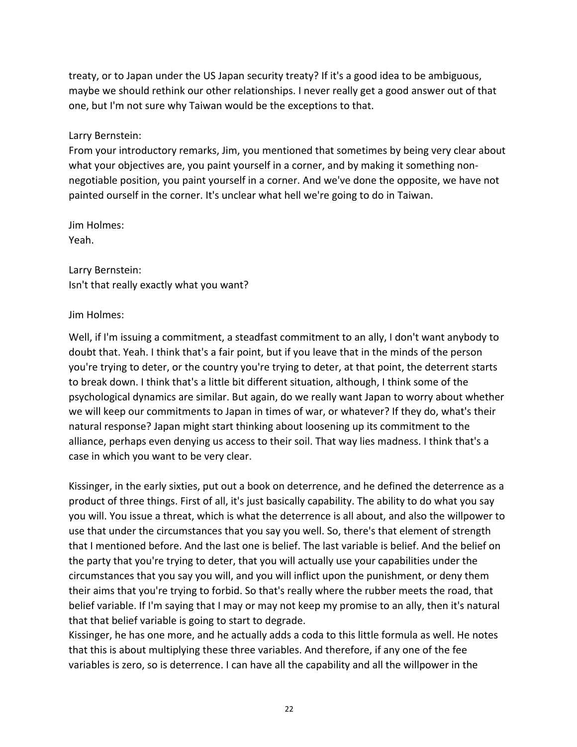treaty, or to Japan under the US Japan security treaty? If it's a good idea to be ambiguous, maybe we should rethink our other relationships. I never really get a good answer out of that one, but I'm not sure why Taiwan would be the exceptions to that.

Larry Bernstein:
From your introductory remarks, Jim, you mentioned that sometimes by being very clear about what your objectives are, you paint yourself in a corner, and by making it something non-negotiable position, you paint yourself in a corner. And we've done the opposite, we have not painted ourself in the corner. It's unclear what hell we're going to do in Taiwan.

Jim Holmes:
Yeah.

Larry Bernstein:
Isn't that really exactly what you want?

Jim Holmes:

Well, if I'm issuing a commitment, a steadfast commitment to an ally, I don't want anybody to doubt that. Yeah. I think that's a fair point, but if you leave that in the minds of the person you're trying to deter, or the country you're trying to deter, at that point, the deterrent starts to break down. I think that's a little bit different situation, although, I think some of the psychological dynamics are similar. But again, do we really want Japan to worry about whether we will keep our commitments to Japan in times of war, or whatever? If they do, what's their natural response? Japan might start thinking about loosening up its commitment to the alliance, perhaps even denying us access to their soil. That way lies madness. I think that's a case in which you want to be very clear.

Kissinger, in the early sixties, put out a book on deterrence, and he defined the deterrence as a product of three things. First of all, it's just basically capability. The ability to do what you say you will. You issue a threat, which is what the deterrence is all about, and also the willpower to use that under the circumstances that you say you well. So, there's that element of strength that I mentioned before. And the last one is belief. The last variable is belief. And the belief on the party that you're trying to deter, that you will actually use your capabilities under the circumstances that you say you will, and you will inflict upon the punishment, or deny them their aims that you're trying to forbid. So that's really where the rubber meets the road, that belief variable. If I'm saying that I may or may not keep my promise to an ally, then it's natural that that belief variable is going to start to degrade.
Kissinger, he has one more, and he actually adds a coda to this little formula as well. He notes that this is about multiplying these three variables. And therefore, if any one of the fee variables is zero, so is deterrence. I can have all the capability and all the willpower in the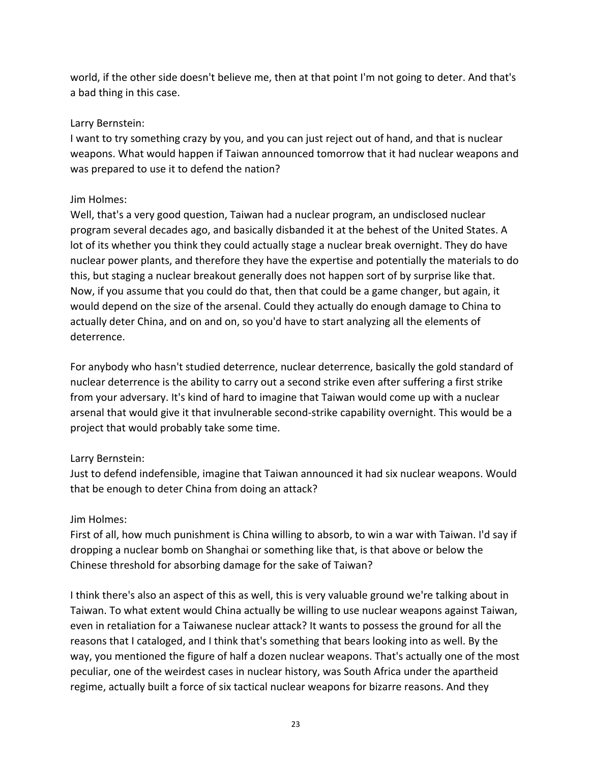world, if the other side doesn't believe me, then at that point I'm not going to deter. And that's a bad thing in this case.

Larry Bernstein:
I want to try something crazy by you, and you can just reject out of hand, and that is nuclear weapons. What would happen if Taiwan announced tomorrow that it had nuclear weapons and was prepared to use it to defend the nation?

Jim Holmes:
Well, that's a very good question, Taiwan had a nuclear program, an undisclosed nuclear program several decades ago, and basically disbanded it at the behest of the United States. A lot of its whether you think they could actually stage a nuclear break overnight. They do have nuclear power plants, and therefore they have the expertise and potentially the materials to do this, but staging a nuclear breakout generally does not happen sort of by surprise like that. Now, if you assume that you could do that, then that could be a game changer, but again, it would depend on the size of the arsenal. Could they actually do enough damage to China to actually deter China, and on and on, so you'd have to start analyzing all the elements of deterrence.

For anybody who hasn't studied deterrence, nuclear deterrence, basically the gold standard of nuclear deterrence is the ability to carry out a second strike even after suffering a first strike from your adversary. It's kind of hard to imagine that Taiwan would come up with a nuclear arsenal that would give it that invulnerable second-strike capability overnight. This would be a project that would probably take some time.

Larry Bernstein:
Just to defend indefensible, imagine that Taiwan announced it had six nuclear weapons. Would that be enough to deter China from doing an attack?

Jim Holmes:
First of all, how much punishment is China willing to absorb, to win a war with Taiwan. I'd say if dropping a nuclear bomb on Shanghai or something like that, is that above or below the Chinese threshold for absorbing damage for the sake of Taiwan?

I think there's also an aspect of this as well, this is very valuable ground we're talking about in Taiwan. To what extent would China actually be willing to use nuclear weapons against Taiwan, even in retaliation for a Taiwanese nuclear attack? It wants to possess the ground for all the reasons that I cataloged, and I think that's something that bears looking into as well. By the way, you mentioned the figure of half a dozen nuclear weapons. That's actually one of the most peculiar, one of the weirdest cases in nuclear history, was South Africa under the apartheid regime, actually built a force of six tactical nuclear weapons for bizarre reasons. And they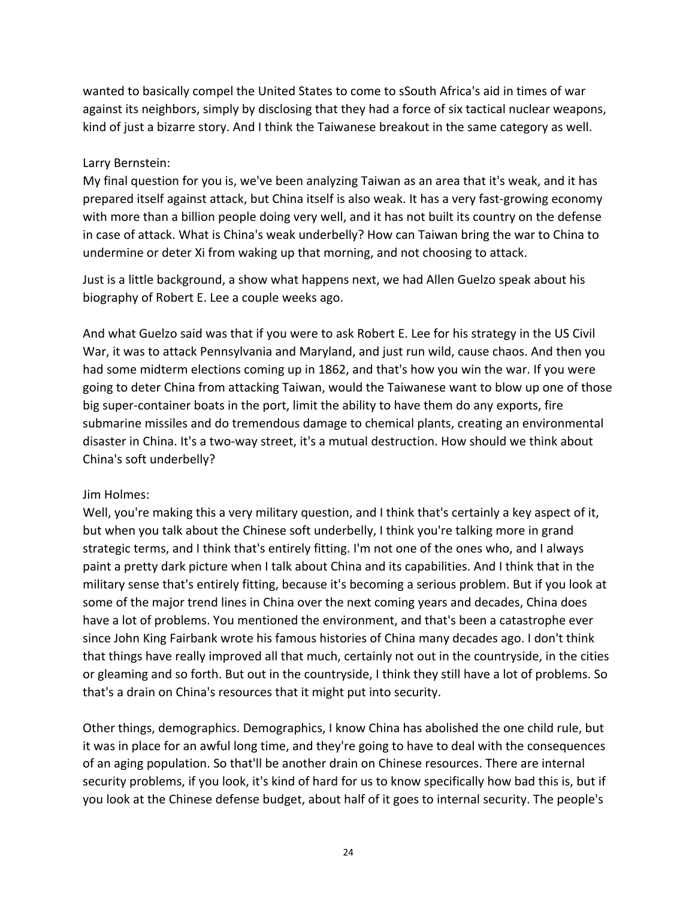wanted to basically compel the United States to come to sSouth Africa's aid in times of war against its neighbors, simply by disclosing that they had a force of six tactical nuclear weapons, kind of just a bizarre story. And I think the Taiwanese breakout in the same category as well.

Larry Bernstein:
My final question for you is, we've been analyzing Taiwan as an area that it's weak, and it has prepared itself against attack, but China itself is also weak. It has a very fast-growing economy with more than a billion people doing very well, and it has not built its country on the defense in case of attack. What is China's weak underbelly? How can Taiwan bring the war to China to undermine or deter Xi from waking up that morning, and not choosing to attack.

Just is a little background, a show what happens next, we had Allen Guelzo speak about his biography of Robert E. Lee a couple weeks ago.

And what Guelzo said was that if you were to ask Robert E. Lee for his strategy in the US Civil War, it was to attack Pennsylvania and Maryland, and just run wild, cause chaos. And then you had some midterm elections coming up in 1862, and that's how you win the war. If you were going to deter China from attacking Taiwan, would the Taiwanese want to blow up one of those big super-container boats in the port, limit the ability to have them do any exports, fire submarine missiles and do tremendous damage to chemical plants, creating an environmental disaster in China. It's a two-way street, it's a mutual destruction. How should we think about China's soft underbelly?

Jim Holmes:
Well, you're making this a very military question, and I think that's certainly a key aspect of it, but when you talk about the Chinese soft underbelly, I think you're talking more in grand strategic terms, and I think that's entirely fitting. I'm not one of the ones who, and I always paint a pretty dark picture when I talk about China and its capabilities. And I think that in the military sense that's entirely fitting, because it's becoming a serious problem. But if you look at some of the major trend lines in China over the next coming years and decades, China does have a lot of problems. You mentioned the environment, and that's been a catastrophe ever since John King Fairbank wrote his famous histories of China many decades ago. I don't think that things have really improved all that much, certainly not out in the countryside, in the cities or gleaming and so forth. But out in the countryside, I think they still have a lot of problems. So that's a drain on China's resources that it might put into security.

Other things, demographics. Demographics, I know China has abolished the one child rule, but it was in place for an awful long time, and they're going to have to deal with the consequences of an aging population. So that'll be another drain on Chinese resources. There are internal security problems, if you look, it's kind of hard for us to know specifically how bad this is, but if you look at the Chinese defense budget, about half of it goes to internal security. The people's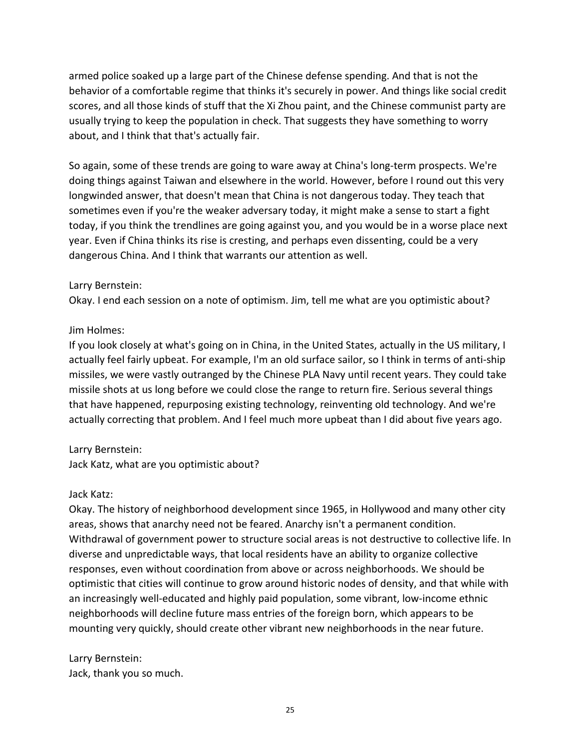armed police soaked up a large part of the Chinese defense spending. And that is not the behavior of a comfortable regime that thinks it's securely in power. And things like social credit scores, and all those kinds of stuff that the Xi Zhou paint, and the Chinese communist party are usually trying to keep the population in check. That suggests they have something to worry about, and I think that that's actually fair.

So again, some of these trends are going to ware away at China's long-term prospects. We're doing things against Taiwan and elsewhere in the world. However, before I round out this very longwinded answer, that doesn't mean that China is not dangerous today. They teach that sometimes even if you're the weaker adversary today, it might make a sense to start a fight today, if you think the trendlines are going against you, and you would be in a worse place next year. Even if China thinks its rise is cresting, and perhaps even dissenting, could be a very dangerous China. And I think that warrants our attention as well.

Larry Bernstein:
Okay. I end each session on a note of optimism. Jim, tell me what are you optimistic about?

Jim Holmes:
If you look closely at what's going on in China, in the United States, actually in the US military, I actually feel fairly upbeat. For example, I'm an old surface sailor, so I think in terms of anti-ship missiles, we were vastly outranged by the Chinese PLA Navy until recent years. They could take missile shots at us long before we could close the range to return fire. Serious several things that have happened, repurposing existing technology, reinventing old technology. And we're actually correcting that problem. And I feel much more upbeat than I did about five years ago.

Larry Bernstein:
Jack Katz, what are you optimistic about?

Jack Katz:
Okay. The history of neighborhood development since 1965, in Hollywood and many other city areas, shows that anarchy need not be feared. Anarchy isn't a permanent condition. Withdrawal of government power to structure social areas is not destructive to collective life. In diverse and unpredictable ways, that local residents have an ability to organize collective responses, even without coordination from above or across neighborhoods. We should be optimistic that cities will continue to grow around historic nodes of density, and that while with an increasingly well-educated and highly paid population, some vibrant, low-income ethnic neighborhoods will decline future mass entries of the foreign born, which appears to be mounting very quickly, should create other vibrant new neighborhoods in the near future.

Larry Bernstein:
Jack, thank you so much.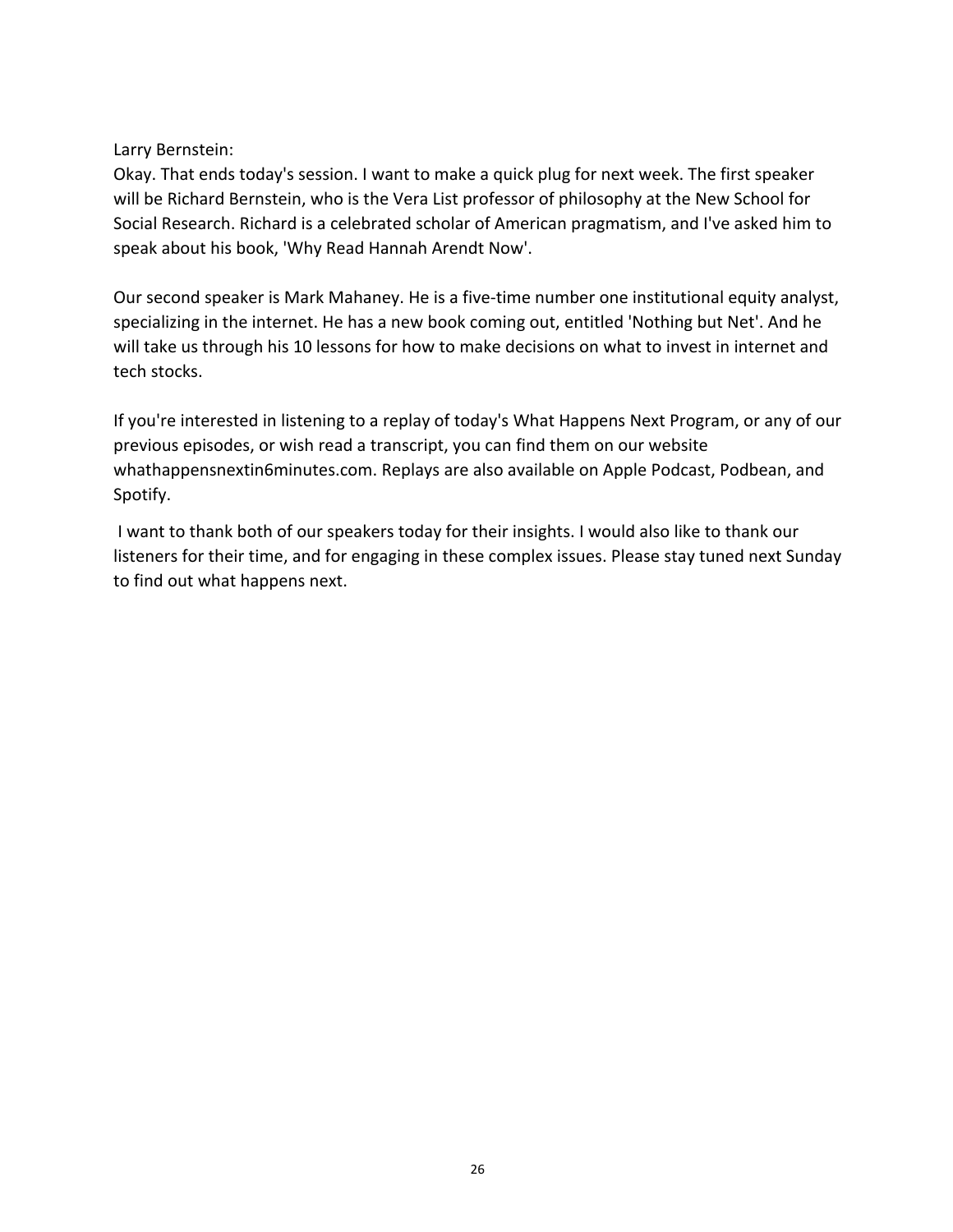Larry Bernstein:

Okay. That ends today's session. I want to make a quick plug for next week. The first speaker will be Richard Bernstein, who is the Vera List professor of philosophy at the New School for Social Research. Richard is a celebrated scholar of American pragmatism, and I've asked him to speak about his book, 'Why Read Hannah Arendt Now'.

Our second speaker is Mark Mahaney. He is a five-time number one institutional equity analyst, specializing in the internet. He has a new book coming out, entitled 'Nothing but Net'. And he will take us through his 10 lessons for how to make decisions on what to invest in internet and tech stocks.

If you're interested in listening to a replay of today's What Happens Next Program, or any of our previous episodes, or wish read a transcript, you can find them on our website whathappensnextin6minutes.com. Replays are also available on Apple Podcast, Podbean, and Spotify.

I want to thank both of our speakers today for their insights. I would also like to thank our listeners for their time, and for engaging in these complex issues. Please stay tuned next Sunday to find out what happens next.